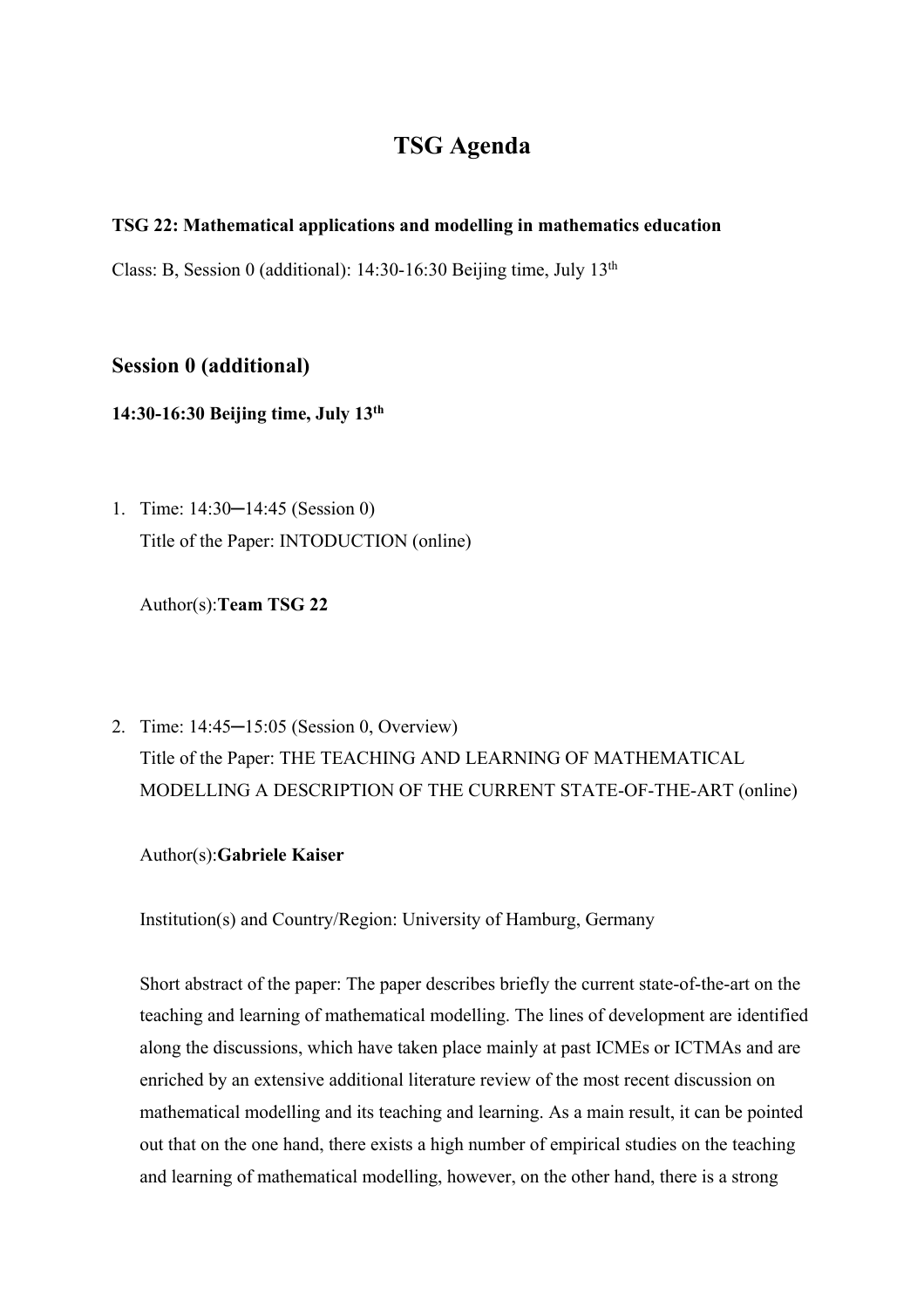# TSG Agenda

**TSG 22: Mathematical applications and modelling in mathematics education**

Class: B, Session 0 (additional): 14:30-16:30 Beijing time, July 13th

## Session 0 (additional)

**14:30-16:30 Beijing time, July 13th**

1. Time: 14:30─14:45 (Session 0)
   Title of the Paper: INTODUCTION (online)

   Author(s):**Team TSG 22**

2. Time: 14:45─15:05 (Session 0, Overview)
   Title of the Paper: THE TEACHING AND LEARNING OF MATHEMATICAL MODELLING A DESCRIPTION OF THE CURRENT STATE-OF-THE-ART (online)

   Author(s):**Gabriele Kaiser**

   Institution(s) and Country/Region: University of Hamburg, Germany

   Short abstract of the paper: The paper describes briefly the current state-of-the-art on the teaching and learning of mathematical modelling. The lines of development are identified along the discussions, which have taken place mainly at past ICMEs or ICTMAs and are enriched by an extensive additional literature review of the most recent discussion on mathematical modelling and its teaching and learning. As a main result, it can be pointed out that on the one hand, there exists a high number of empirical studies on the teaching and learning of mathematical modelling, however, on the other hand, there is a strong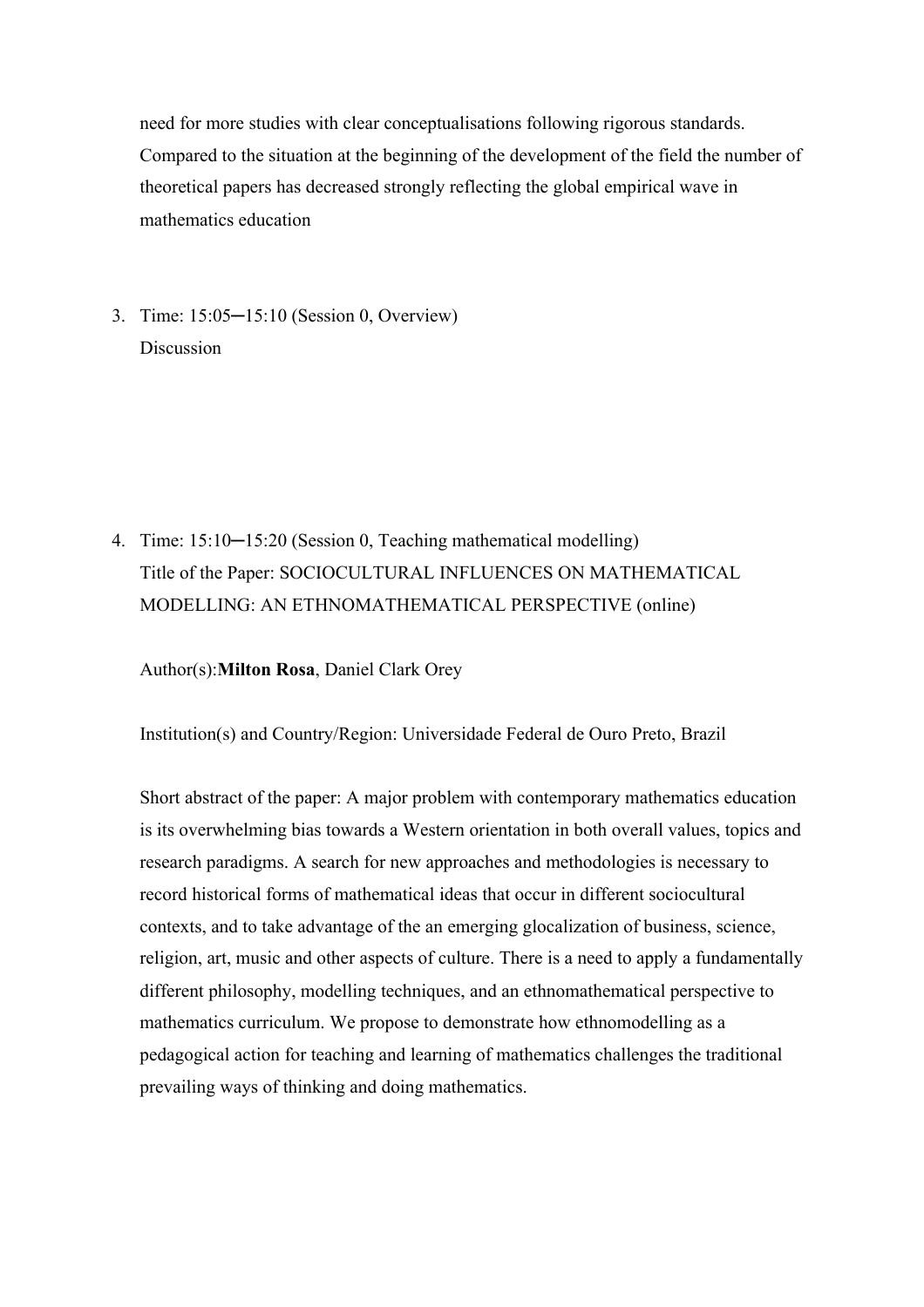need for more studies with clear conceptualisations following rigorous standards. Compared to the situation at the beginning of the development of the field the number of theoretical papers has decreased strongly reflecting the global empirical wave in mathematics education

3. Time: 15:05─15:10 (Session 0, Overview)
   Discussion

4. Time: 15:10─15:20 (Session 0, Teaching mathematical modelling)
   Title of the Paper: SOCIOCULTURAL INFLUENCES ON MATHEMATICAL MODELLING: AN ETHNOMATHEMATICAL PERSPECTIVE (online)

   Author(s):**Milton Rosa**, Daniel Clark Orey

   Institution(s) and Country/Region: Universidade Federal de Ouro Preto, Brazil

   Short abstract of the paper: A major problem with contemporary mathematics education is its overwhelming bias towards a Western orientation in both overall values, topics and research paradigms. A search for new approaches and methodologies is necessary to record historical forms of mathematical ideas that occur in different sociocultural contexts, and to take advantage of the an emerging glocalization of business, science, religion, art, music and other aspects of culture. There is a need to apply a fundamentally different philosophy, modelling techniques, and an ethnomathematical perspective to mathematics curriculum. We propose to demonstrate how ethnomodelling as a pedagogical action for teaching and learning of mathematics challenges the traditional prevailing ways of thinking and doing mathematics.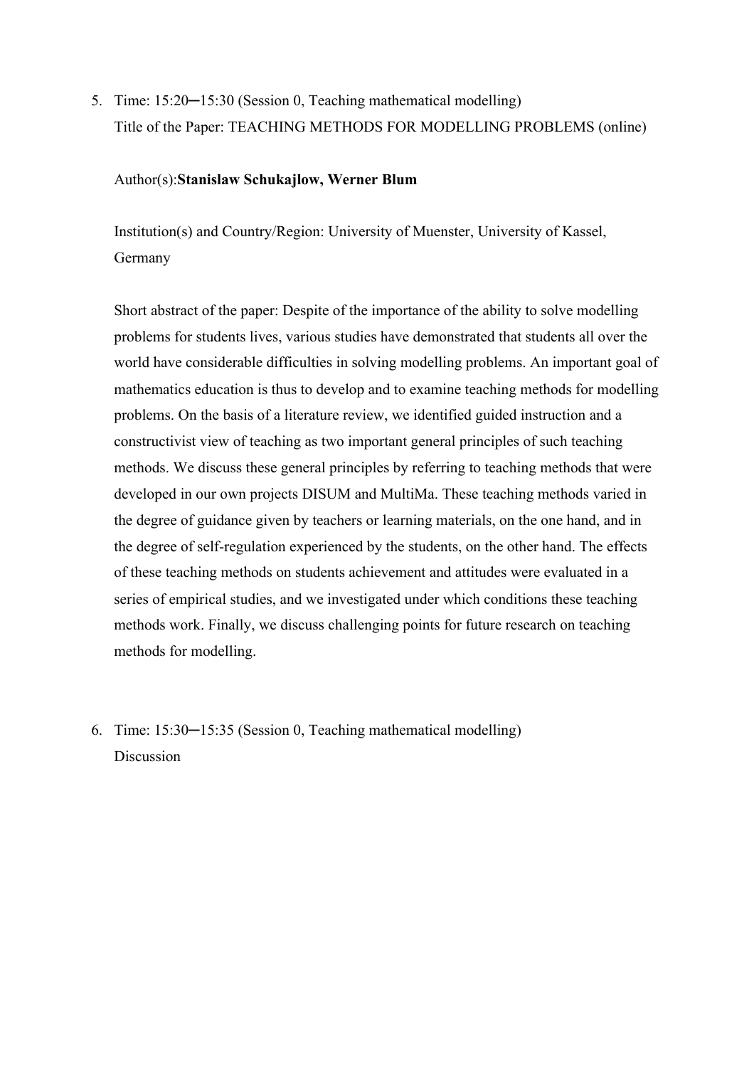5. Time: 15:20─15:30 (Session 0, Teaching mathematical modelling)
   Title of the Paper: TEACHING METHODS FOR MODELLING PROBLEMS (online)

   Author(s):**Stanislaw Schukajlow, Werner Blum**

   Institution(s) and Country/Region: University of Muenster, University of Kassel, Germany

   Short abstract of the paper: Despite of the importance of the ability to solve modelling problems for students lives, various studies have demonstrated that students all over the world have considerable difficulties in solving modelling problems. An important goal of mathematics education is thus to develop and to examine teaching methods for modelling problems. On the basis of a literature review, we identified guided instruction and a constructivist view of teaching as two important general principles of such teaching methods. We discuss these general principles by referring to teaching methods that were developed in our own projects DISUM and MultiMa. These teaching methods varied in the degree of guidance given by teachers or learning materials, on the one hand, and in the degree of self-regulation experienced by the students, on the other hand. The effects of these teaching methods on students achievement and attitudes were evaluated in a series of empirical studies, and we investigated under which conditions these teaching methods work. Finally, we discuss challenging points for future research on teaching methods for modelling.

6. Time: 15:30─15:35 (Session 0, Teaching mathematical modelling)
   Discussion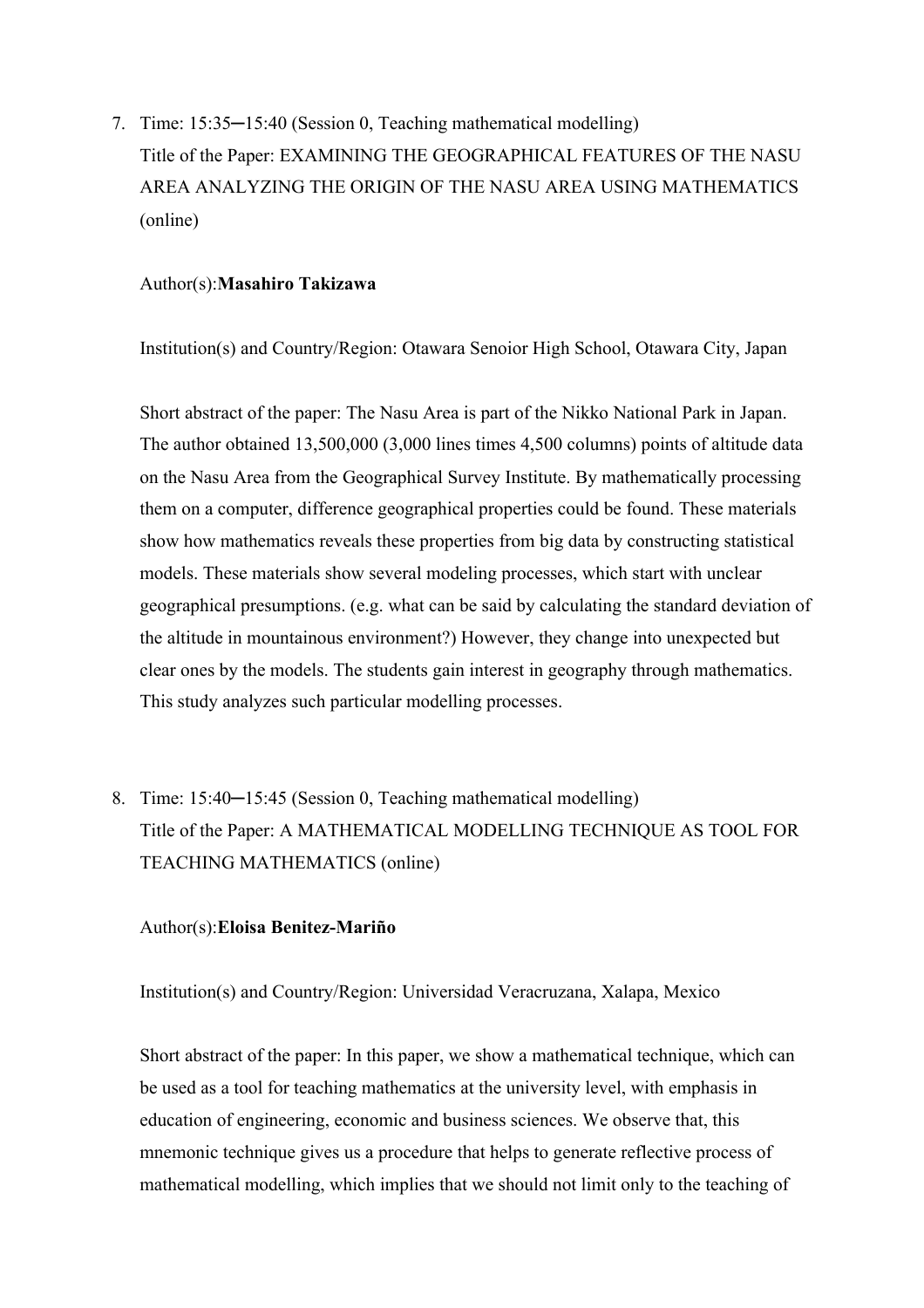7. Time: 15:35─15:40 (Session 0, Teaching mathematical modelling)
   Title of the Paper: EXAMINING THE GEOGRAPHICAL FEATURES OF THE NASU AREA ANALYZING THE ORIGIN OF THE NASU AREA USING MATHEMATICS (online)

   Author(s):**Masahiro Takizawa**

   Institution(s) and Country/Region: Otawara Senoior High School, Otawara City, Japan

   Short abstract of the paper: The Nasu Area is part of the Nikko National Park in Japan. The author obtained 13,500,000 (3,000 lines times 4,500 columns) points of altitude data on the Nasu Area from the Geographical Survey Institute. By mathematically processing them on a computer, difference geographical properties could be found. These materials show how mathematics reveals these properties from big data by constructing statistical models. These materials show several modeling processes, which start with unclear geographical presumptions. (e.g. what can be said by calculating the standard deviation of the altitude in mountainous environment?) However, they change into unexpected but clear ones by the models. The students gain interest in geography through mathematics. This study analyzes such particular modelling processes.

8. Time: 15:40─15:45 (Session 0, Teaching mathematical modelling)
   Title of the Paper: A MATHEMATICAL MODELLING TECHNIQUE AS TOOL FOR TEACHING MATHEMATICS (online)

   Author(s):**Eloisa Benitez-Mariño**

   Institution(s) and Country/Region: Universidad Veracruzana, Xalapa, Mexico

   Short abstract of the paper: In this paper, we show a mathematical technique, which can be used as a tool for teaching mathematics at the university level, with emphasis in education of engineering, economic and business sciences. We observe that, this mnemonic technique gives us a procedure that helps to generate reflective process of mathematical modelling, which implies that we should not limit only to the teaching of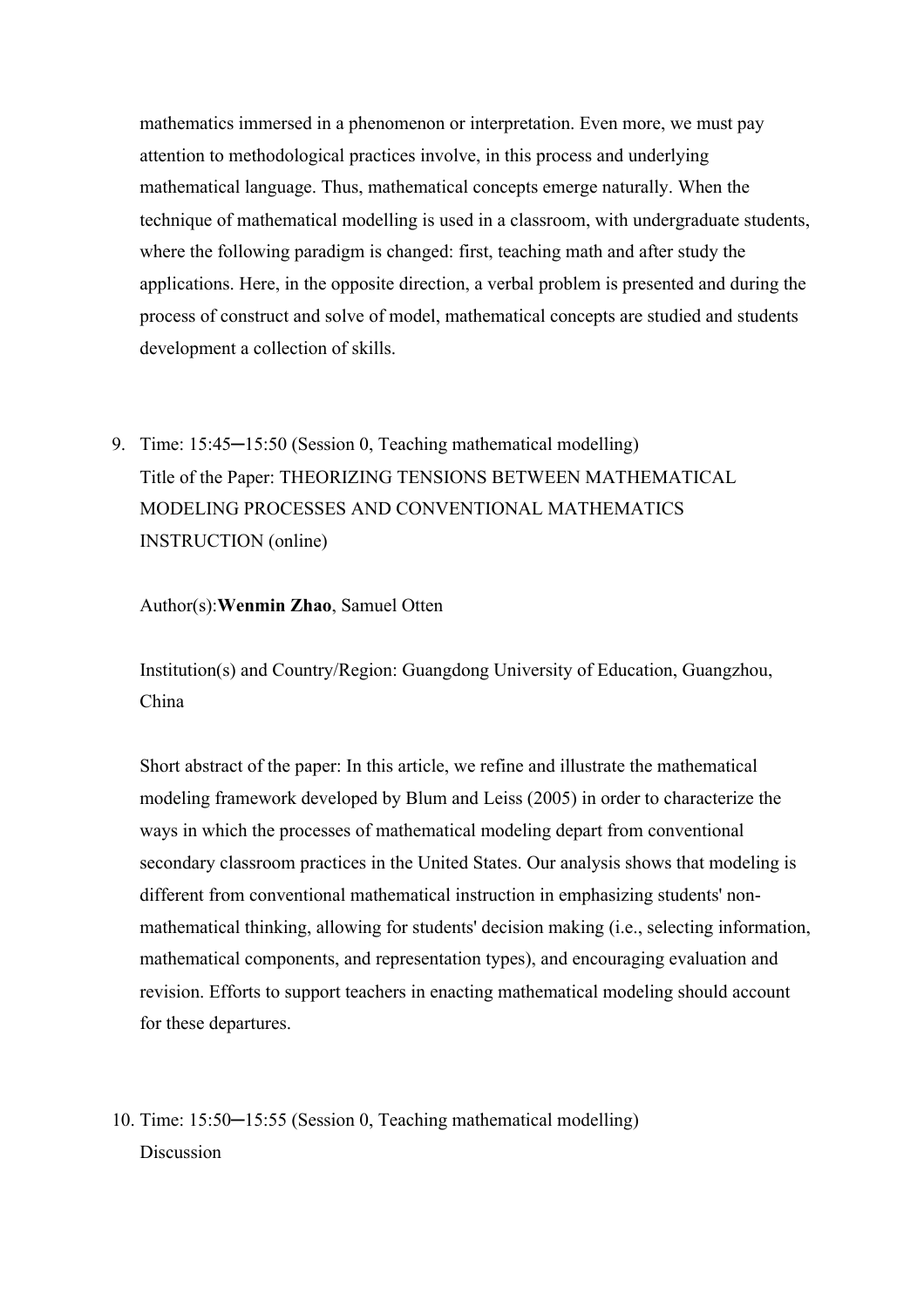mathematics immersed in a phenomenon or interpretation. Even more, we must pay attention to methodological practices involve, in this process and underlying mathematical language. Thus, mathematical concepts emerge naturally. When the technique of mathematical modelling is used in a classroom, with undergraduate students, where the following paradigm is changed: first, teaching math and after study the applications. Here, in the opposite direction, a verbal problem is presented and during the process of construct and solve of model, mathematical concepts are studied and students development a collection of skills.

9. Time: 15:45─15:50 (Session 0, Teaching mathematical modelling)
   Title of the Paper: THEORIZING TENSIONS BETWEEN MATHEMATICAL MODELING PROCESSES AND CONVENTIONAL MATHEMATICS INSTRUCTION (online)

   Author(s):**Wenmin Zhao**, Samuel Otten

   Institution(s) and Country/Region: Guangdong University of Education, Guangzhou, China

   Short abstract of the paper: In this article, we refine and illustrate the mathematical modeling framework developed by Blum and Leiss (2005) in order to characterize the ways in which the processes of mathematical modeling depart from conventional secondary classroom practices in the United States. Our analysis shows that modeling is different from conventional mathematical instruction in emphasizing students' non-mathematical thinking, allowing for students' decision making (i.e., selecting information, mathematical components, and representation types), and encouraging evaluation and revision. Efforts to support teachers in enacting mathematical modeling should account for these departures.

10. Time: 15:50─15:55 (Session 0, Teaching mathematical modelling)
    Discussion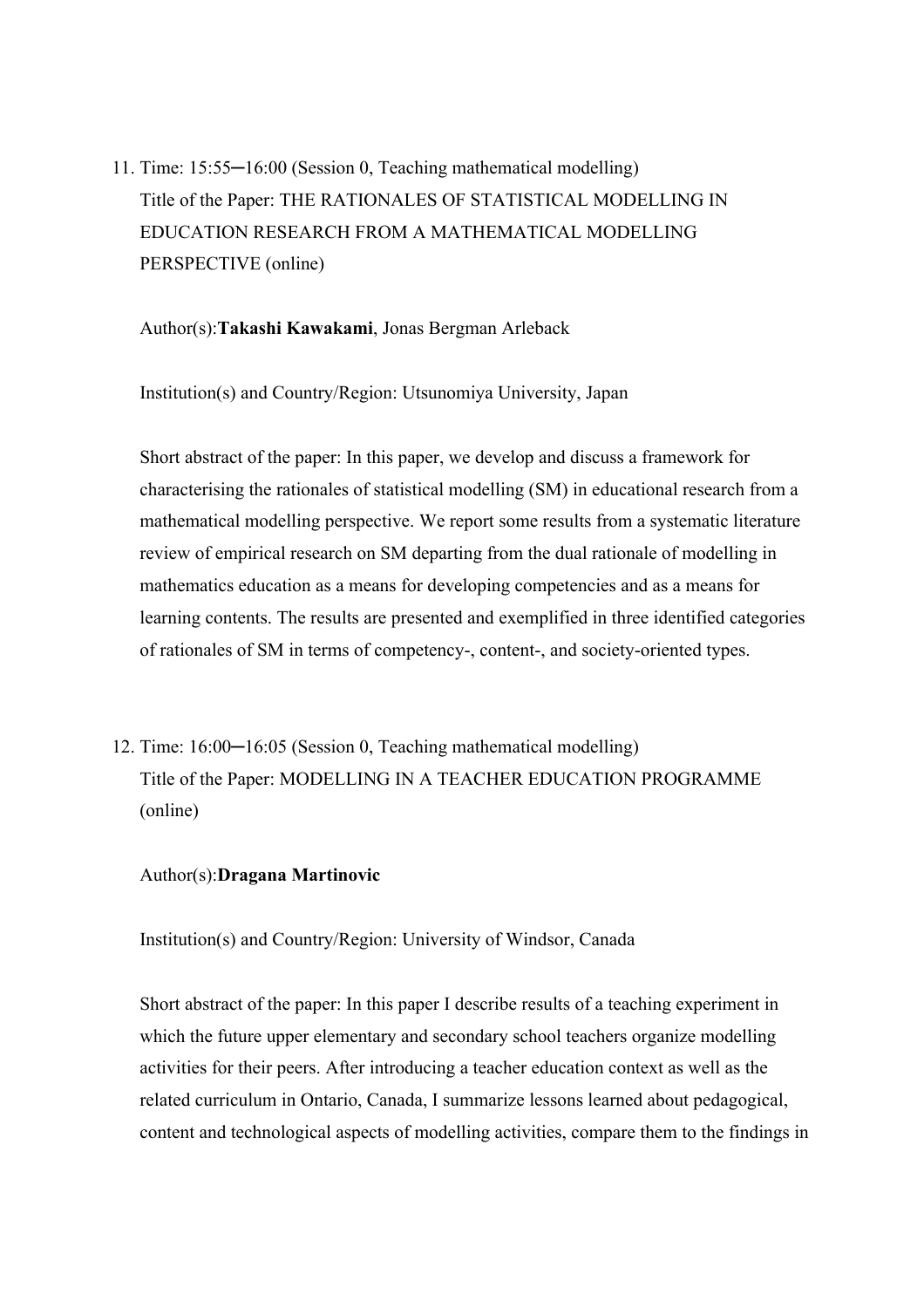11. Time: 15:55─16:00 (Session 0, Teaching mathematical modelling)
    Title of the Paper: THE RATIONALES OF STATISTICAL MODELLING IN EDUCATION RESEARCH FROM A MATHEMATICAL MODELLING PERSPECTIVE (online)

    Author(s):**Takashi Kawakami**, Jonas Bergman Arleback

    Institution(s) and Country/Region: Utsunomiya University, Japan

    Short abstract of the paper: In this paper, we develop and discuss a framework for characterising the rationales of statistical modelling (SM) in educational research from a mathematical modelling perspective. We report some results from a systematic literature review of empirical research on SM departing from the dual rationale of modelling in mathematics education as a means for developing competencies and as a means for learning contents. The results are presented and exemplified in three identified categories of rationales of SM in terms of competency-, content-, and society-oriented types.

12. Time: 16:00─16:05 (Session 0, Teaching mathematical modelling)
    Title of the Paper: MODELLING IN A TEACHER EDUCATION PROGRAMME (online)

    Author(s):**Dragana Martinovic**

    Institution(s) and Country/Region: University of Windsor, Canada

    Short abstract of the paper: In this paper I describe results of a teaching experiment in which the future upper elementary and secondary school teachers organize modelling activities for their peers. After introducing a teacher education context as well as the related curriculum in Ontario, Canada, I summarize lessons learned about pedagogical, content and technological aspects of modelling activities, compare them to the findings in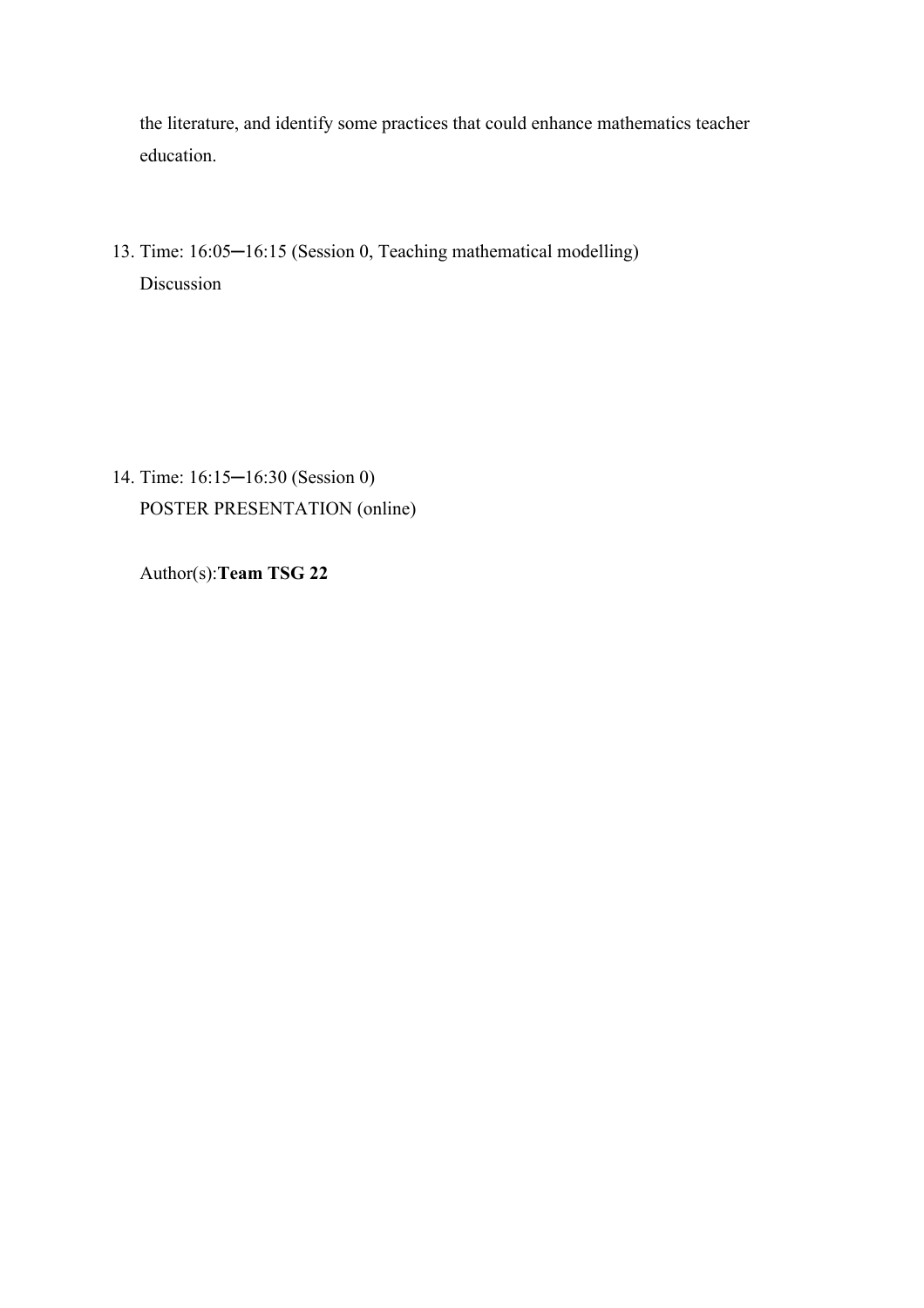the literature, and identify some practices that could enhance mathematics teacher education.

13. Time: 16:05─16:15 (Session 0, Teaching mathematical modelling)
    Discussion

14. Time: 16:15─16:30 (Session 0)
    POSTER PRESENTATION (online)

    Author(s):**Team TSG 22**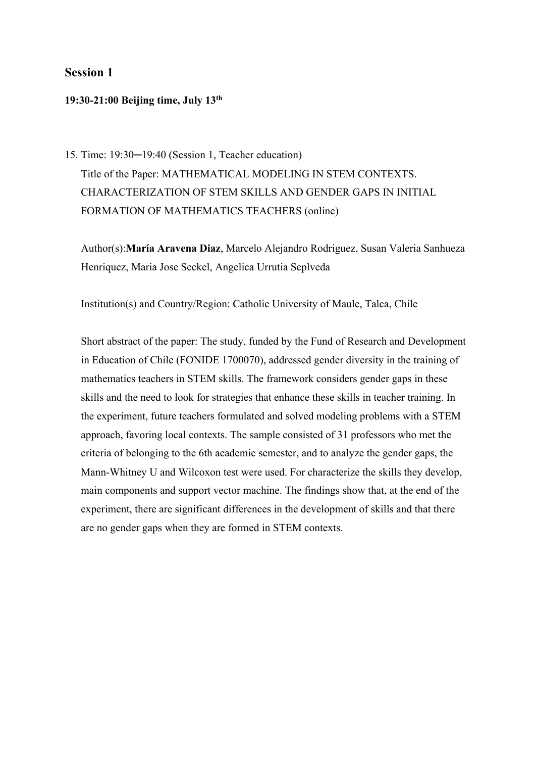## Session 1

**19:30-21:00 Beijing time, July 13th**

15. Time: 19:30─19:40 (Session 1, Teacher education)

    Title of the Paper: MATHEMATICAL MODELING IN STEM CONTEXTS. CHARACTERIZATION OF STEM SKILLS AND GENDER GAPS IN INITIAL FORMATION OF MATHEMATICS TEACHERS (online)

    Author(s):**María Aravena Diaz**, Marcelo Alejandro Rodriguez, Susan Valeria Sanhueza Henriquez, Maria Jose Seckel, Angelica Urrutia Seplveda

    Institution(s) and Country/Region: Catholic University of Maule, Talca, Chile

    Short abstract of the paper: The study, funded by the Fund of Research and Development in Education of Chile (FONIDE 1700070), addressed gender diversity in the training of mathematics teachers in STEM skills. The framework considers gender gaps in these skills and the need to look for strategies that enhance these skills in teacher training. In the experiment, future teachers formulated and solved modeling problems with a STEM approach, favoring local contexts. The sample consisted of 31 professors who met the criteria of belonging to the 6th academic semester, and to analyze the gender gaps, the Mann-Whitney U and Wilcoxon test were used. For characterize the skills they develop, main components and support vector machine. The findings show that, at the end of the experiment, there are significant differences in the development of skills and that there are no gender gaps when they are formed in STEM contexts.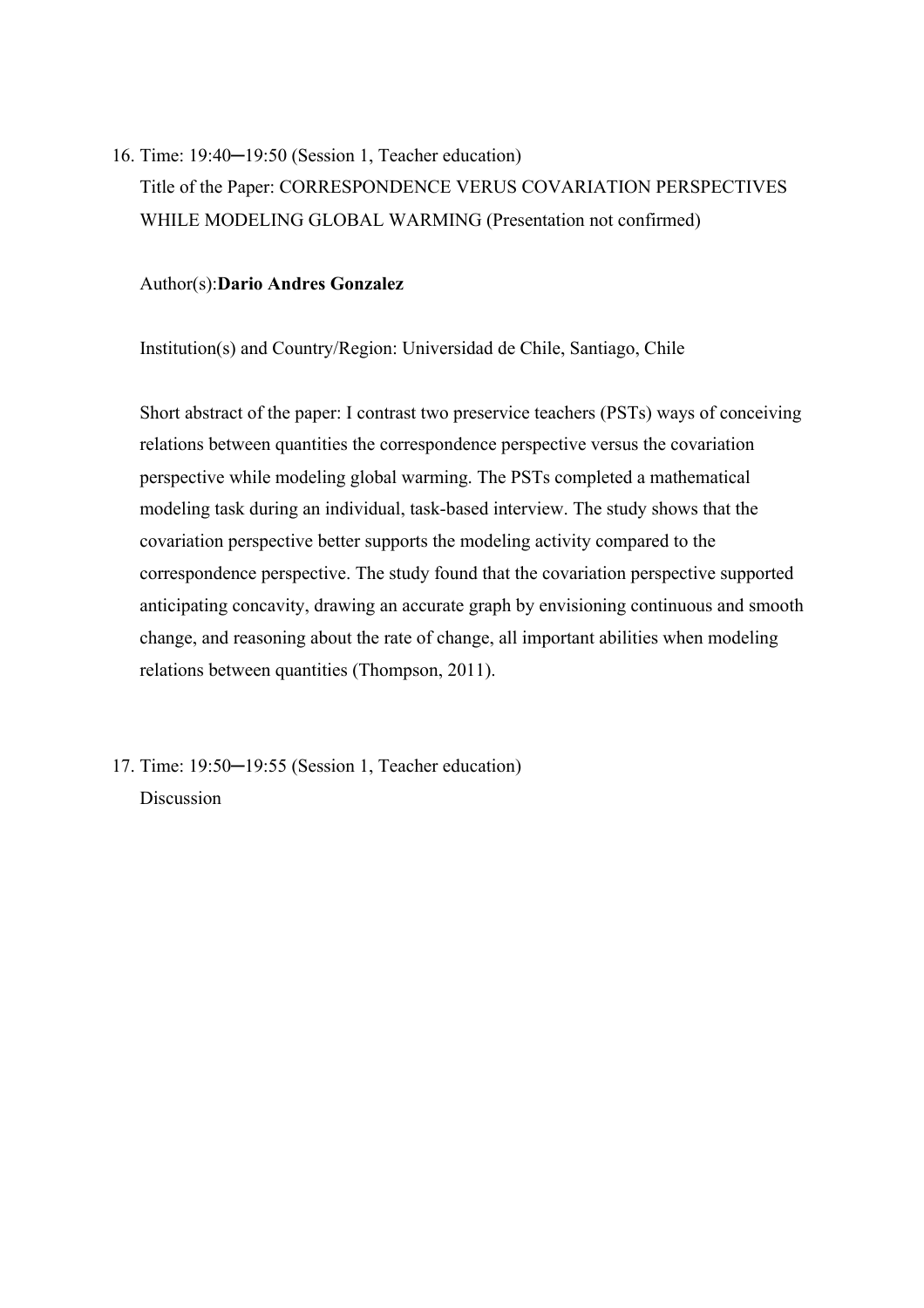16. Time: 19:40─19:50 (Session 1, Teacher education)

    Title of the Paper: CORRESPONDENCE VERUS COVARIATION PERSPECTIVES WHILE MODELING GLOBAL WARMING (Presentation not confirmed)

    Author(s):**Dario Andres Gonzalez**

    Institution(s) and Country/Region: Universidad de Chile, Santiago, Chile

    Short abstract of the paper: I contrast two preservice teachers (PSTs) ways of conceiving relations between quantities the correspondence perspective versus the covariation perspective while modeling global warming. The PSTs completed a mathematical modeling task during an individual, task-based interview. The study shows that the covariation perspective better supports the modeling activity compared to the correspondence perspective. The study found that the covariation perspective supported anticipating concavity, drawing an accurate graph by envisioning continuous and smooth change, and reasoning about the rate of change, all important abilities when modeling relations between quantities (Thompson, 2011).

17. Time: 19:50─19:55 (Session 1, Teacher education)

    Discussion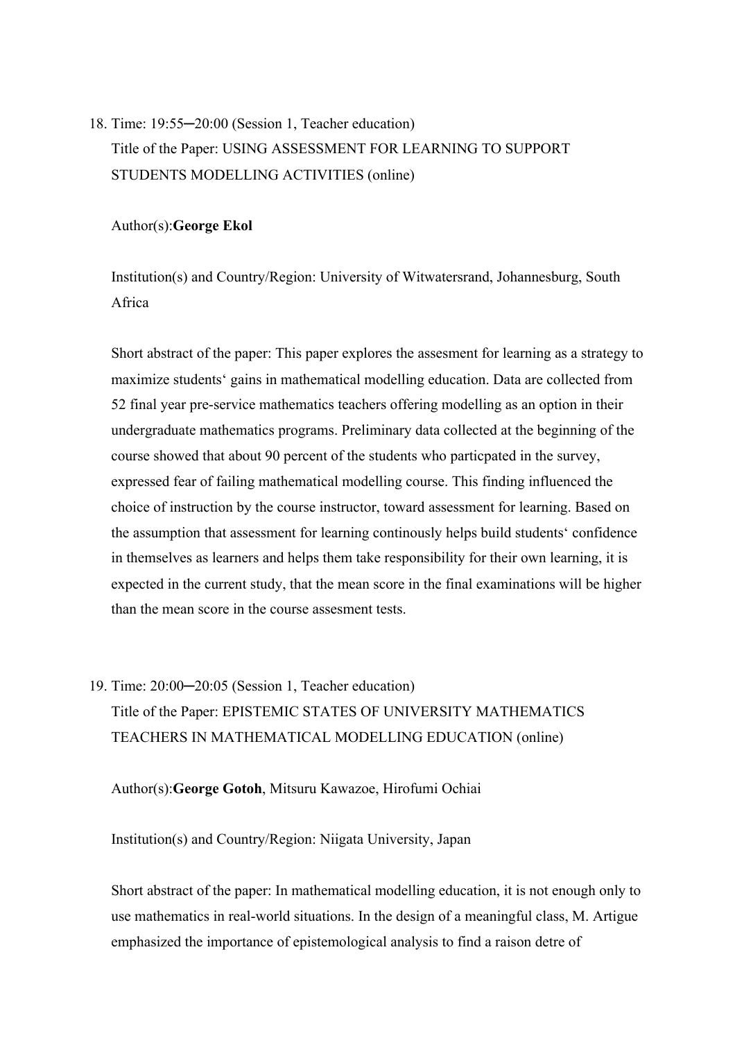18. Time: 19:55─20:00 (Session 1, Teacher education)

    Title of the Paper: USING ASSESSMENT FOR LEARNING TO SUPPORT STUDENTS MODELLING ACTIVITIES (online)

    Author(s):**George Ekol**

    Institution(s) and Country/Region: University of Witwatersrand, Johannesburg, South Africa

    Short abstract of the paper: This paper explores the assesment for learning as a strategy to maximize students‘ gains in mathematical modelling education. Data are collected from 52 final year pre-service mathematics teachers offering modelling as an option in their undergraduate mathematics programs. Preliminary data collected at the beginning of the course showed that about 90 percent of the students who particpated in the survey, expressed fear of failing mathematical modelling course. This finding influenced the choice of instruction by the course instructor, toward assessment for learning. Based on the assumption that assessment for learning continously helps build students‘ confidence in themselves as learners and helps them take responsibility for their own learning, it is expected in the current study, that the mean score in the final examinations will be higher than the mean score in the course assesment tests.

19. Time: 20:00─20:05 (Session 1, Teacher education)

    Title of the Paper: EPISTEMIC STATES OF UNIVERSITY MATHEMATICS TEACHERS IN MATHEMATICAL MODELLING EDUCATION (online)

    Author(s):**George Gotoh**, Mitsuru Kawazoe, Hirofumi Ochiai

    Institution(s) and Country/Region: Niigata University, Japan

    Short abstract of the paper: In mathematical modelling education, it is not enough only to use mathematics in real-world situations. In the design of a meaningful class, M. Artigue emphasized the importance of epistemological analysis to find a raison detre of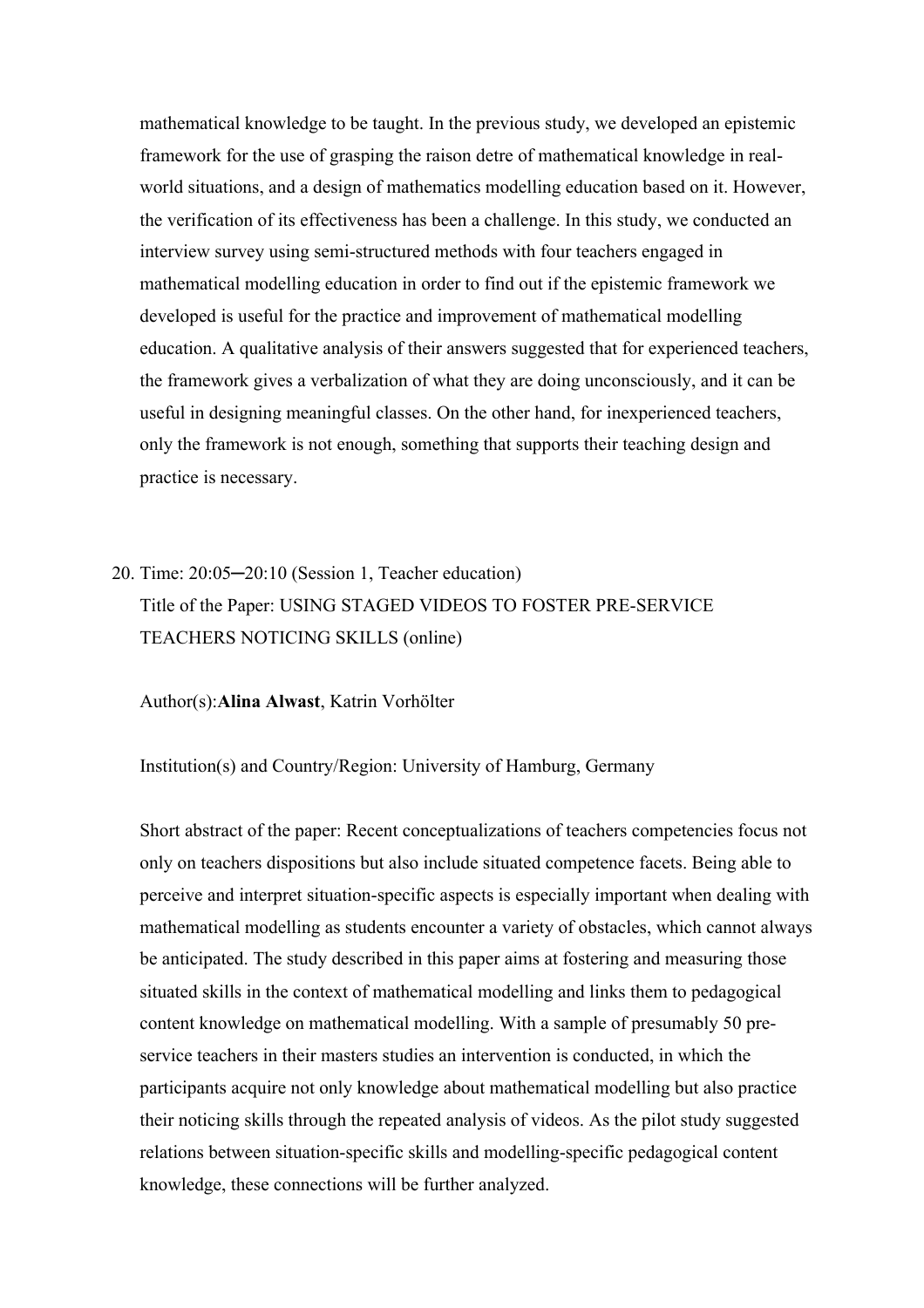mathematical knowledge to be taught. In the previous study, we developed an epistemic framework for the use of grasping the raison detre of mathematical knowledge in real-world situations, and a design of mathematics modelling education based on it. However, the verification of its effectiveness has been a challenge. In this study, we conducted an interview survey using semi-structured methods with four teachers engaged in mathematical modelling education in order to find out if the epistemic framework we developed is useful for the practice and improvement of mathematical modelling education. A qualitative analysis of their answers suggested that for experienced teachers, the framework gives a verbalization of what they are doing unconsciously, and it can be useful in designing meaningful classes. On the other hand, for inexperienced teachers, only the framework is not enough, something that supports their teaching design and practice is necessary.

20. Time: 20:05─20:10 (Session 1, Teacher education)

    Title of the Paper: USING STAGED VIDEOS TO FOSTER PRE-SERVICE TEACHERS NOTICING SKILLS (online)

    Author(s):**Alina Alwast**, Katrin Vorhölter

    Institution(s) and Country/Region: University of Hamburg, Germany

    Short abstract of the paper: Recent conceptualizations of teachers competencies focus not only on teachers dispositions but also include situated competence facets. Being able to perceive and interpret situation-specific aspects is especially important when dealing with mathematical modelling as students encounter a variety of obstacles, which cannot always be anticipated. The study described in this paper aims at fostering and measuring those situated skills in the context of mathematical modelling and links them to pedagogical content knowledge on mathematical modelling. With a sample of presumably 50 pre-service teachers in their masters studies an intervention is conducted, in which the participants acquire not only knowledge about mathematical modelling but also practice their noticing skills through the repeated analysis of videos. As the pilot study suggested relations between situation-specific skills and modelling-specific pedagogical content knowledge, these connections will be further analyzed.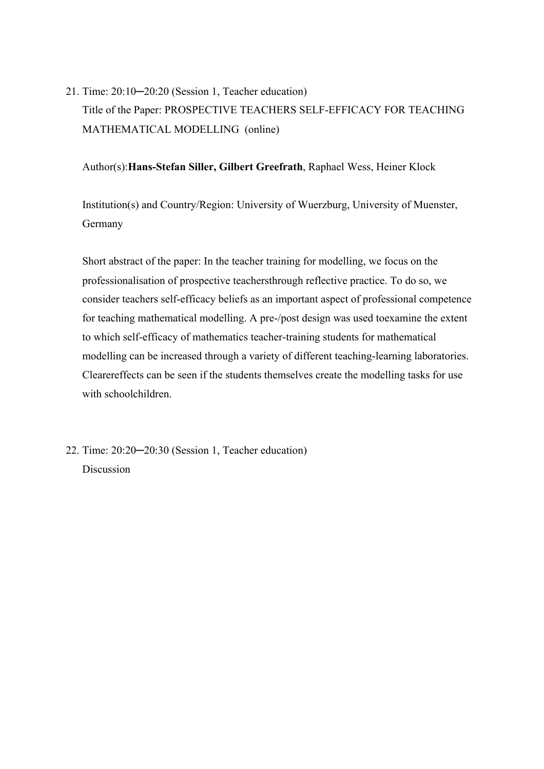21. Time: 20:10─20:20 (Session 1, Teacher education)

    Title of the Paper: PROSPECTIVE TEACHERS SELF-EFFICACY FOR TEACHING MATHEMATICAL MODELLING (online)

    Author(s):**Hans-Stefan Siller, Gilbert Greefrath**, Raphael Wess, Heiner Klock

    Institution(s) and Country/Region: University of Wuerzburg, University of Muenster, Germany

    Short abstract of the paper: In the teacher training for modelling, we focus on the professionalisation of prospective teachersthrough reflective practice. To do so, we consider teachers self-efficacy beliefs as an important aspect of professional competence for teaching mathematical modelling. A pre-/post design was used toexamine the extent to which self-efficacy of mathematics teacher-training students for mathematical modelling can be increased through a variety of different teaching-learning laboratories. Clearereffects can be seen if the students themselves create the modelling tasks for use with schoolchildren.

22. Time: 20:20─20:30 (Session 1, Teacher education)

    Discussion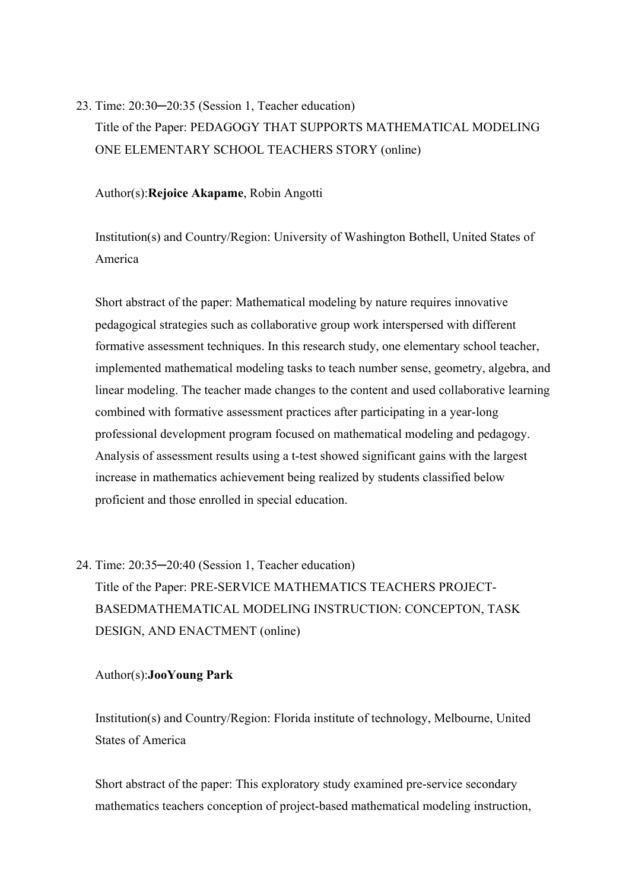23. Time: 20:30─20:35 (Session 1, Teacher education)

    Title of the Paper: PEDAGOGY THAT SUPPORTS MATHEMATICAL MODELING ONE ELEMENTARY SCHOOL TEACHERS STORY (online)

    Author(s):**Rejoice Akapame**, Robin Angotti

    Institution(s) and Country/Region: University of Washington Bothell, United States of America

    Short abstract of the paper: Mathematical modeling by nature requires innovative pedagogical strategies such as collaborative group work interspersed with different formative assessment techniques. In this research study, one elementary school teacher, implemented mathematical modeling tasks to teach number sense, geometry, algebra, and linear modeling. The teacher made changes to the content and used collaborative learning combined with formative assessment practices after participating in a year-long professional development program focused on mathematical modeling and pedagogy. Analysis of assessment results using a t-test showed significant gains with the largest increase in mathematics achievement being realized by students classified below proficient and those enrolled in special education.

24. Time: 20:35─20:40 (Session 1, Teacher education)

    Title of the Paper: PRE-SERVICE MATHEMATICS TEACHERS PROJECT-BASEDMATHEMATICAL MODELING INSTRUCTION: CONCEPTON, TASK DESIGN, AND ENACTMENT (online)

    Author(s):**JooYoung Park**

    Institution(s) and Country/Region: Florida institute of technology, Melbourne, United States of America

    Short abstract of the paper: This exploratory study examined pre-service secondary mathematics teachers conception of project-based mathematical modeling instruction,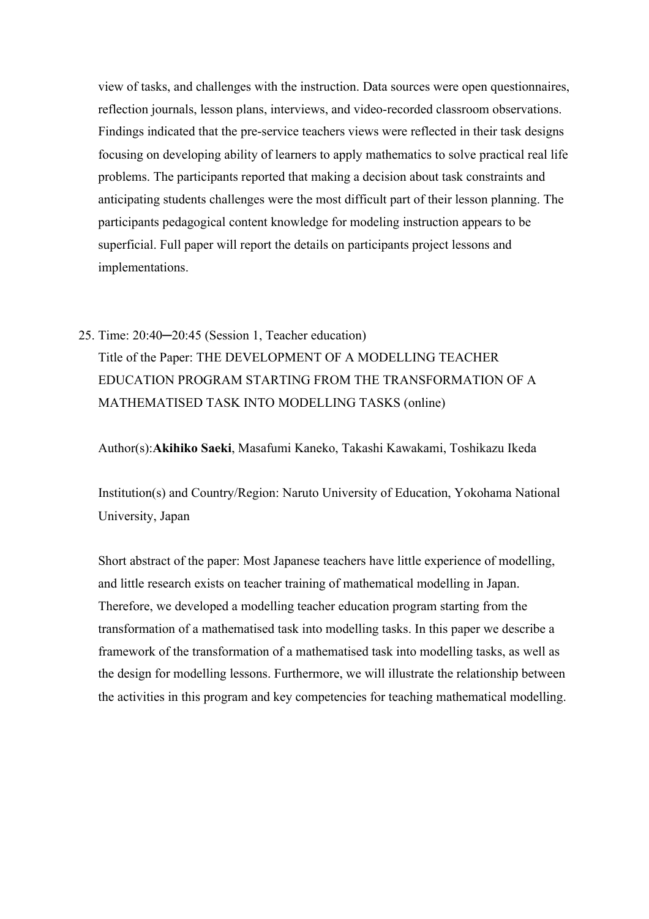view of tasks, and challenges with the instruction. Data sources were open questionnaires, reflection journals, lesson plans, interviews, and video-recorded classroom observations. Findings indicated that the pre-service teachers views were reflected in their task designs focusing on developing ability of learners to apply mathematics to solve practical real life problems. The participants reported that making a decision about task constraints and anticipating students challenges were the most difficult part of their lesson planning. The participants pedagogical content knowledge for modeling instruction appears to be superficial. Full paper will report the details on participants project lessons and implementations.

25. Time: 20:40─20:45 (Session 1, Teacher education)

Title of the Paper: THE DEVELOPMENT OF A MODELLING TEACHER EDUCATION PROGRAM STARTING FROM THE TRANSFORMATION OF A MATHEMATISED TASK INTO MODELLING TASKS (online)

Author(s):**Akihiko Saeki**, Masafumi Kaneko, Takashi Kawakami, Toshikazu Ikeda

Institution(s) and Country/Region: Naruto University of Education, Yokohama National University, Japan

Short abstract of the paper: Most Japanese teachers have little experience of modelling, and little research exists on teacher training of mathematical modelling in Japan. Therefore, we developed a modelling teacher education program starting from the transformation of a mathematised task into modelling tasks. In this paper we describe a framework of the transformation of a mathematised task into modelling tasks, as well as the design for modelling lessons. Furthermore, we will illustrate the relationship between the activities in this program and key competencies for teaching mathematical modelling.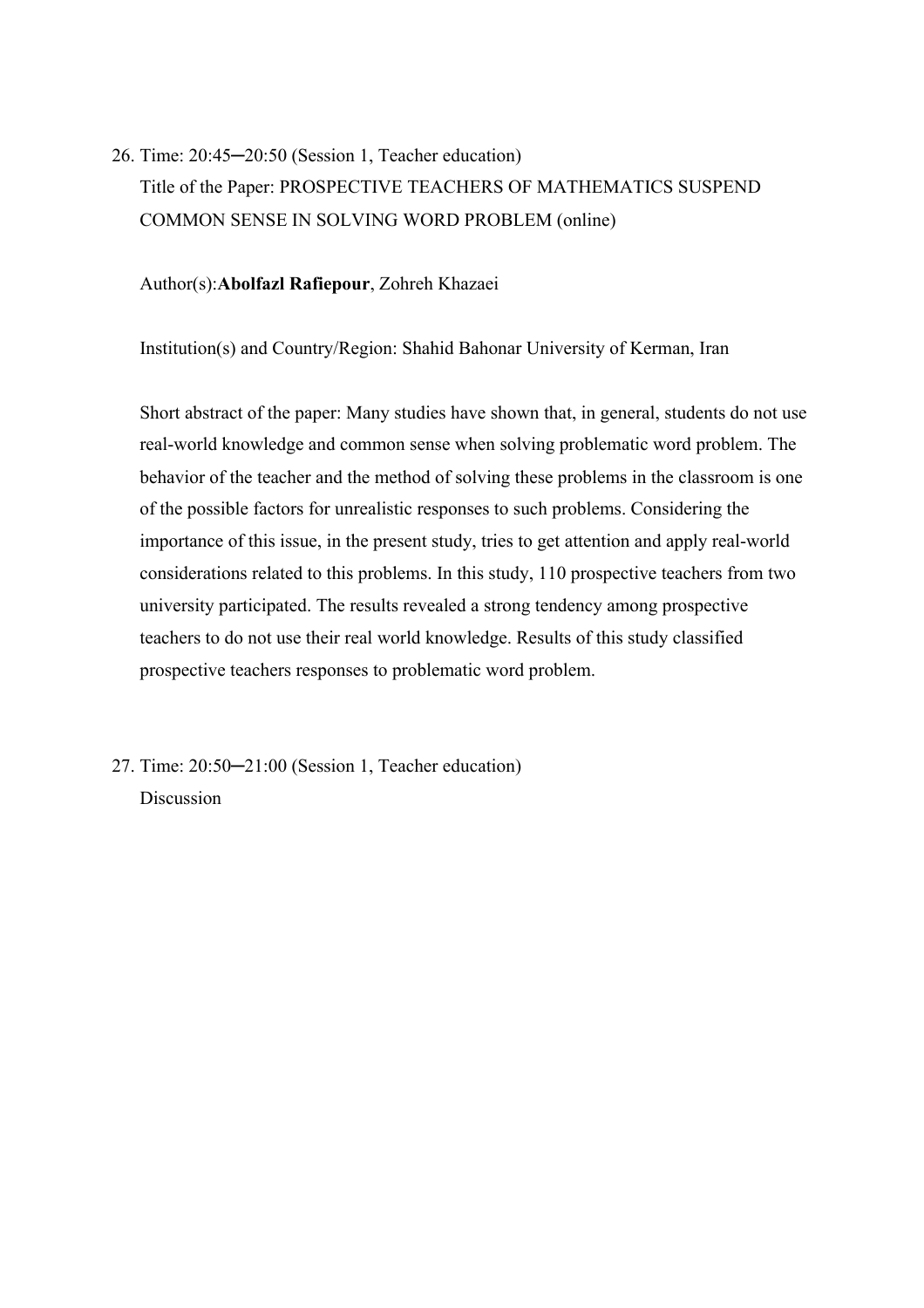26. Time: 20:45─20:50 (Session 1, Teacher education)
    Title of the Paper: PROSPECTIVE TEACHERS OF MATHEMATICS SUSPEND COMMON SENSE IN SOLVING WORD PROBLEM (online)

    Author(s):**Abolfazl Rafiepour**, Zohreh Khazaei

    Institution(s) and Country/Region: Shahid Bahonar University of Kerman, Iran

    Short abstract of the paper: Many studies have shown that, in general, students do not use real-world knowledge and common sense when solving problematic word problem. The behavior of the teacher and the method of solving these problems in the classroom is one of the possible factors for unrealistic responses to such problems. Considering the importance of this issue, in the present study, tries to get attention and apply real-world considerations related to this problems. In this study, 110 prospective teachers from two university participated. The results revealed a strong tendency among prospective teachers to do not use their real world knowledge. Results of this study classified prospective teachers responses to problematic word problem.

27. Time: 20:50─21:00 (Session 1, Teacher education)
    Discussion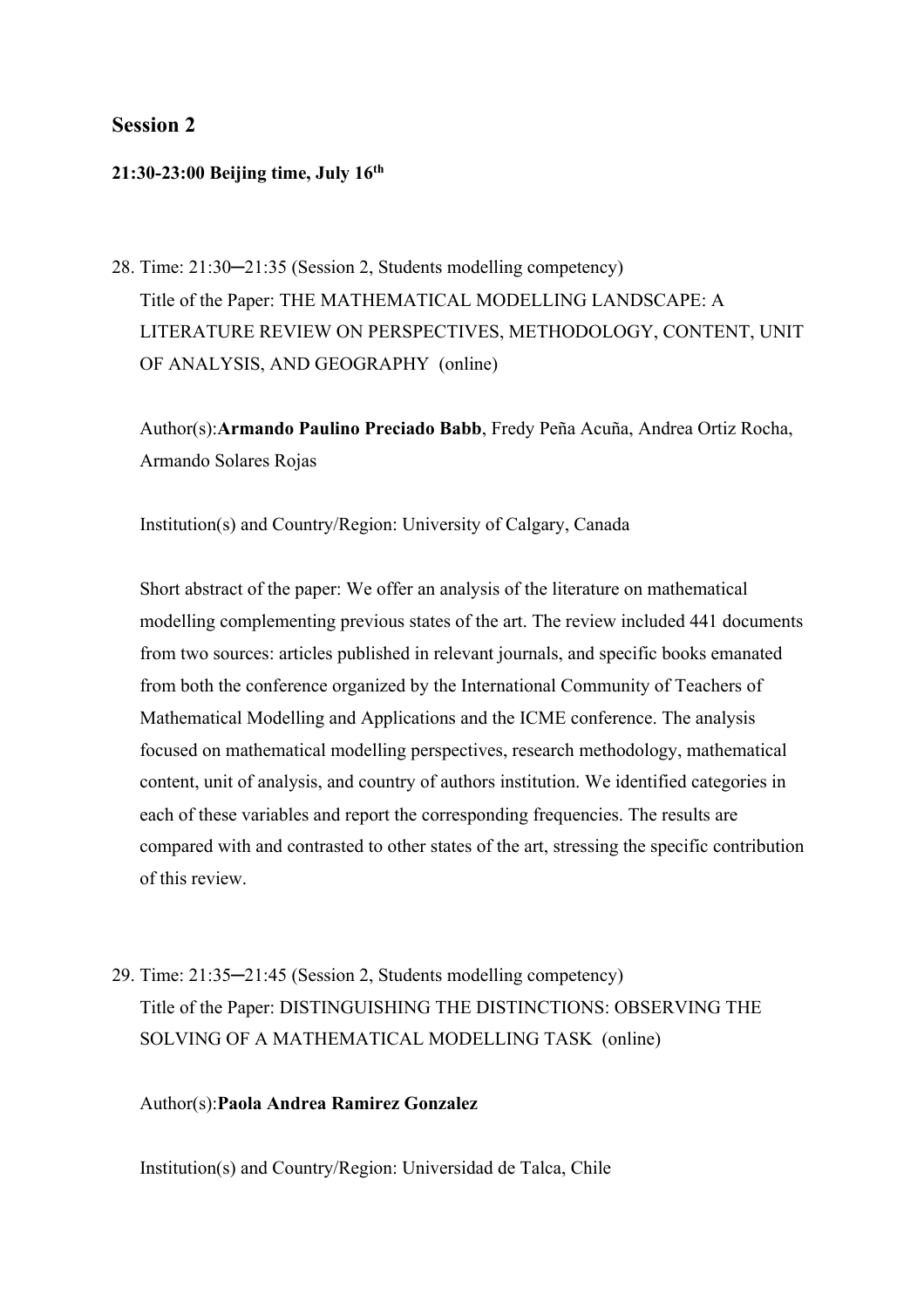## Session 2

**21:30-23:00 Beijing time, July 16th**

28. Time: 21:30─21:35 (Session 2, Students modelling competency)

    Title of the Paper: THE MATHEMATICAL MODELLING LANDSCAPE: A LITERATURE REVIEW ON PERSPECTIVES, METHODOLOGY, CONTENT, UNIT OF ANALYSIS, AND GEOGRAPHY (online)

    Author(s):**Armando Paulino Preciado Babb**, Fredy Peña Acuña, Andrea Ortiz Rocha, Armando Solares Rojas

    Institution(s) and Country/Region: University of Calgary, Canada

    Short abstract of the paper: We offer an analysis of the literature on mathematical modelling complementing previous states of the art. The review included 441 documents from two sources: articles published in relevant journals, and specific books emanated from both the conference organized by the International Community of Teachers of Mathematical Modelling and Applications and the ICME conference. The analysis focused on mathematical modelling perspectives, research methodology, mathematical content, unit of analysis, and country of authors institution. We identified categories in each of these variables and report the corresponding frequencies. The results are compared with and contrasted to other states of the art, stressing the specific contribution of this review.

29. Time: 21:35─21:45 (Session 2, Students modelling competency)

    Title of the Paper: DISTINGUISHING THE DISTINCTIONS: OBSERVING THE SOLVING OF A MATHEMATICAL MODELLING TASK (online)

    Author(s):**Paola Andrea Ramirez Gonzalez**

    Institution(s) and Country/Region: Universidad de Talca, Chile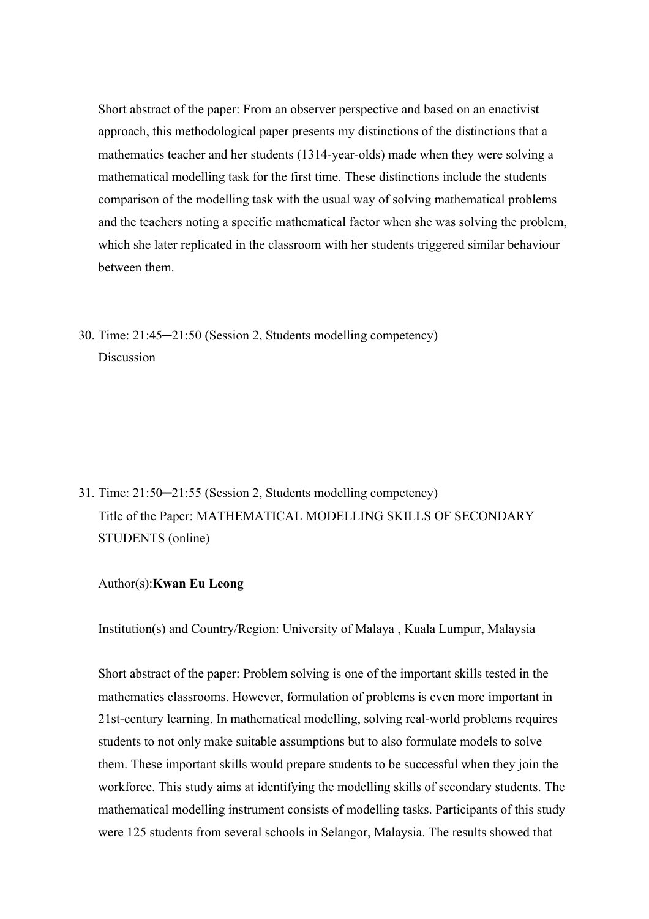Short abstract of the paper: From an observer perspective and based on an enactivist approach, this methodological paper presents my distinctions of the distinctions that a mathematics teacher and her students (1314-year-olds) made when they were solving a mathematical modelling task for the first time. These distinctions include the students comparison of the modelling task with the usual way of solving mathematical problems and the teachers noting a specific mathematical factor when she was solving the problem, which she later replicated in the classroom with her students triggered similar behaviour between them.

30. Time: 21:45─21:50 (Session 2, Students modelling competency)
    Discussion

31. Time: 21:50─21:55 (Session 2, Students modelling competency)
    Title of the Paper: MATHEMATICAL MODELLING SKILLS OF SECONDARY STUDENTS (online)

    Author(s):**Kwan Eu Leong**

    Institution(s) and Country/Region: University of Malaya , Kuala Lumpur, Malaysia

    Short abstract of the paper: Problem solving is one of the important skills tested in the mathematics classrooms. However, formulation of problems is even more important in 21st-century learning. In mathematical modelling, solving real-world problems requires students to not only make suitable assumptions but to also formulate models to solve them. These important skills would prepare students to be successful when they join the workforce. This study aims at identifying the modelling skills of secondary students. The mathematical modelling instrument consists of modelling tasks. Participants of this study were 125 students from several schools in Selangor, Malaysia. The results showed that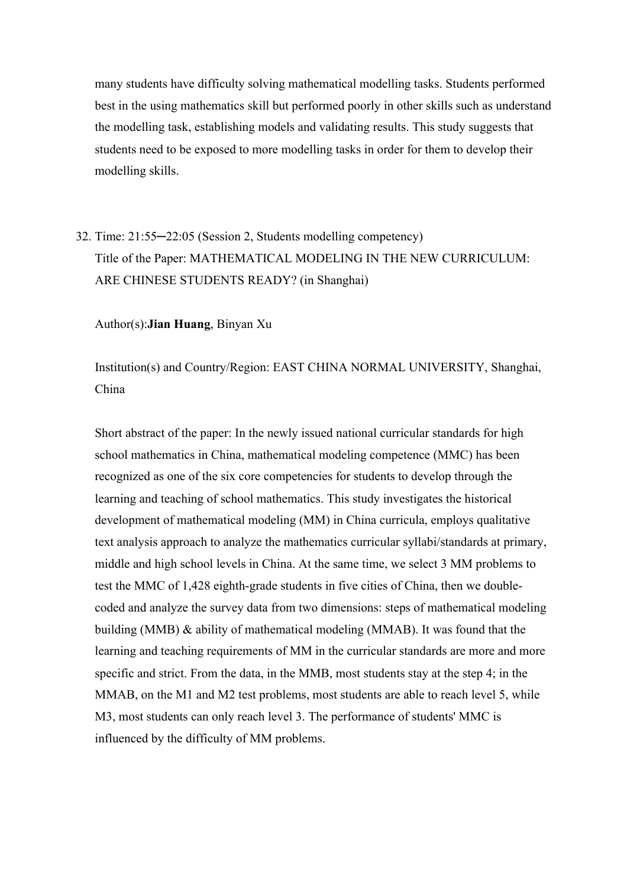many students have difficulty solving mathematical modelling tasks. Students performed best in the using mathematics skill but performed poorly in other skills such as understand the modelling task, establishing models and validating results. This study suggests that students need to be exposed to more modelling tasks in order for them to develop their modelling skills.

32. Time: 21:55─22:05 (Session 2, Students modelling competency)

    Title of the Paper: MATHEMATICAL MODELING IN THE NEW CURRICULUM: ARE CHINESE STUDENTS READY? (in Shanghai)

    Author(s):**Jian Huang**, Binyan Xu

    Institution(s) and Country/Region: EAST CHINA NORMAL UNIVERSITY, Shanghai, China

    Short abstract of the paper: In the newly issued national curricular standards for high school mathematics in China, mathematical modeling competence (MMC) has been recognized as one of the six core competencies for students to develop through the learning and teaching of school mathematics. This study investigates the historical development of mathematical modeling (MM) in China curricula, employs qualitative text analysis approach to analyze the mathematics curricular syllabi/standards at primary, middle and high school levels in China. At the same time, we select 3 MM problems to test the MMC of 1,428 eighth-grade students in five cities of China, then we double-coded and analyze the survey data from two dimensions: steps of mathematical modeling building (MMB) & ability of mathematical modeling (MMAB). It was found that the learning and teaching requirements of MM in the curricular standards are more and more specific and strict. From the data, in the MMB, most students stay at the step 4; in the MMAB, on the M1 and M2 test problems, most students are able to reach level 5, while M3, most students can only reach level 3. The performance of students' MMC is influenced by the difficulty of MM problems.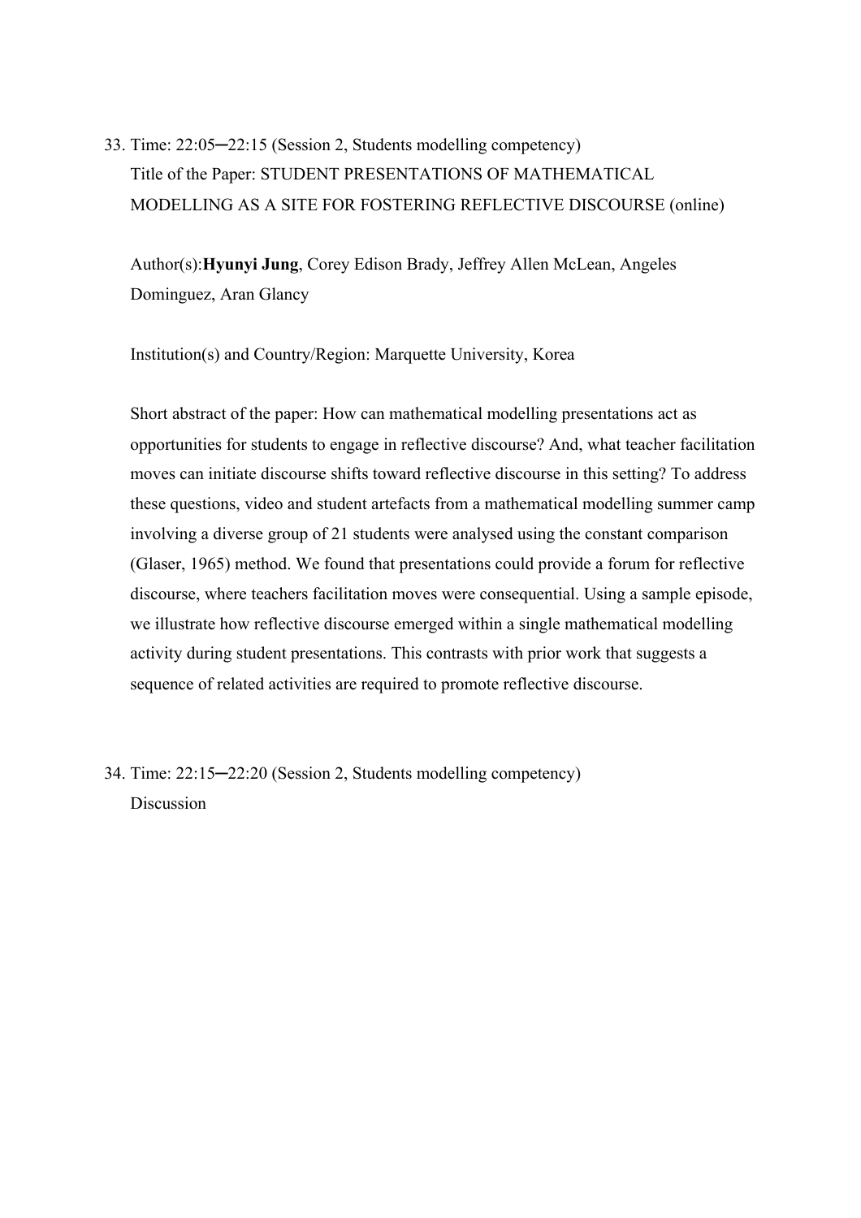33. Time: 22:05─22:15 (Session 2, Students modelling competency)
    Title of the Paper: STUDENT PRESENTATIONS OF MATHEMATICAL MODELLING AS A SITE FOR FOSTERING REFLECTIVE DISCOURSE (online)

    Author(s):**Hyunyi Jung**, Corey Edison Brady, Jeffrey Allen McLean, Angeles Dominguez, Aran Glancy

    Institution(s) and Country/Region: Marquette University, Korea

    Short abstract of the paper: How can mathematical modelling presentations act as opportunities for students to engage in reflective discourse? And, what teacher facilitation moves can initiate discourse shifts toward reflective discourse in this setting? To address these questions, video and student artefacts from a mathematical modelling summer camp involving a diverse group of 21 students were analysed using the constant comparison (Glaser, 1965) method. We found that presentations could provide a forum for reflective discourse, where teachers facilitation moves were consequential. Using a sample episode, we illustrate how reflective discourse emerged within a single mathematical modelling activity during student presentations. This contrasts with prior work that suggests a sequence of related activities are required to promote reflective discourse.

34. Time: 22:15─22:20 (Session 2, Students modelling competency)
    Discussion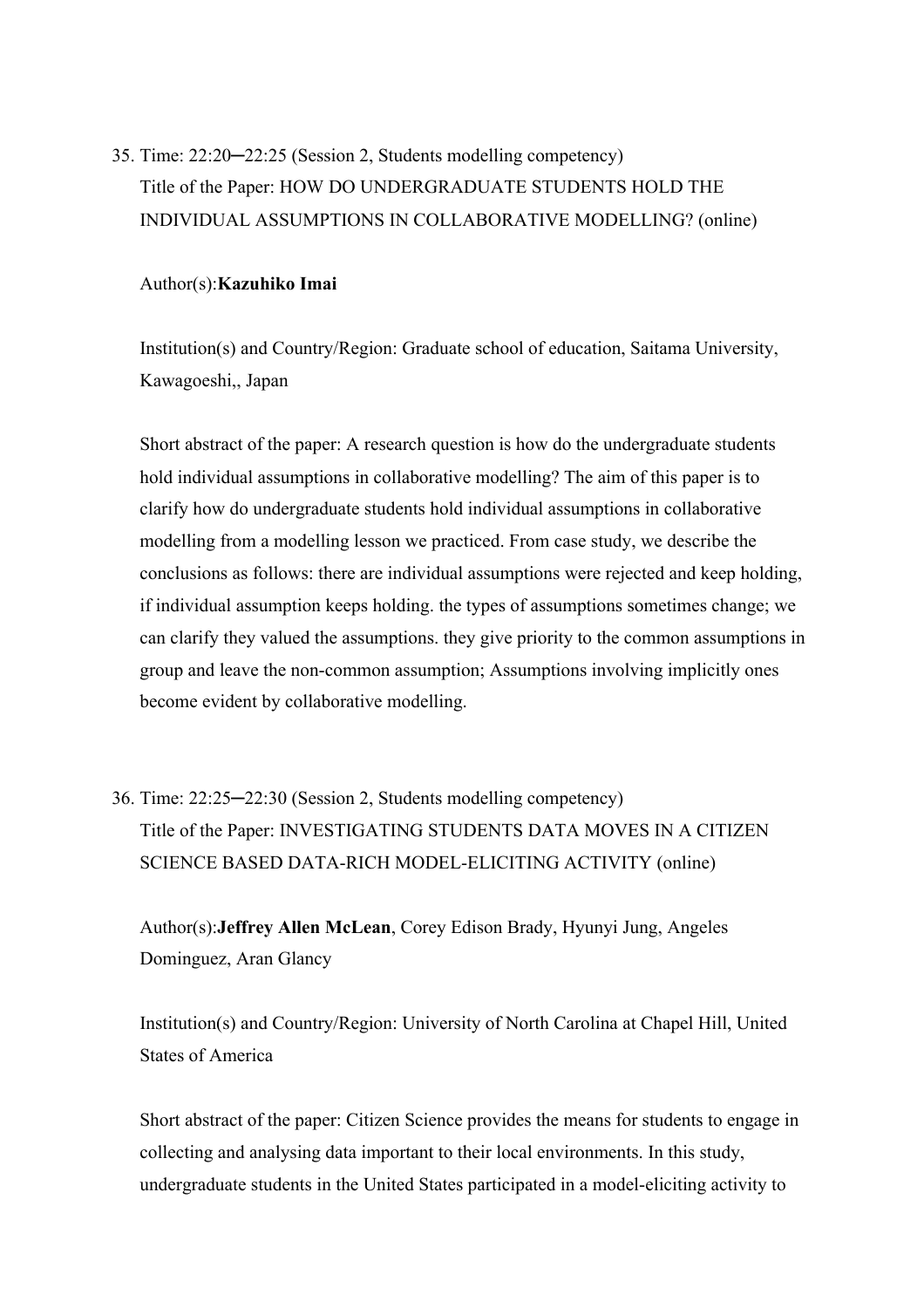35. Time: 22:20─22:25 (Session 2, Students modelling competency)
    Title of the Paper: HOW DO UNDERGRADUATE STUDENTS HOLD THE INDIVIDUAL ASSUMPTIONS IN COLLABORATIVE MODELLING? (online)

    Author(s):**Kazuhiko Imai**

    Institution(s) and Country/Region: Graduate school of education, Saitama University, Kawagoeshi,, Japan

    Short abstract of the paper: A research question is how do the undergraduate students hold individual assumptions in collaborative modelling? The aim of this paper is to clarify how do undergraduate students hold individual assumptions in collaborative modelling from a modelling lesson we practiced. From case study, we describe the conclusions as follows: there are individual assumptions were rejected and keep holding, if individual assumption keeps holding. the types of assumptions sometimes change; we can clarify they valued the assumptions. they give priority to the common assumptions in group and leave the non-common assumption; Assumptions involving implicitly ones become evident by collaborative modelling.

36. Time: 22:25─22:30 (Session 2, Students modelling competency)
    Title of the Paper: INVESTIGATING STUDENTS DATA MOVES IN A CITIZEN SCIENCE BASED DATA-RICH MODEL-ELICITING ACTIVITY (online)

    Author(s):**Jeffrey Allen McLean**, Corey Edison Brady, Hyunyi Jung, Angeles Dominguez, Aran Glancy

    Institution(s) and Country/Region: University of North Carolina at Chapel Hill, United States of America

    Short abstract of the paper: Citizen Science provides the means for students to engage in collecting and analysing data important to their local environments. In this study, undergraduate students in the United States participated in a model-eliciting activity to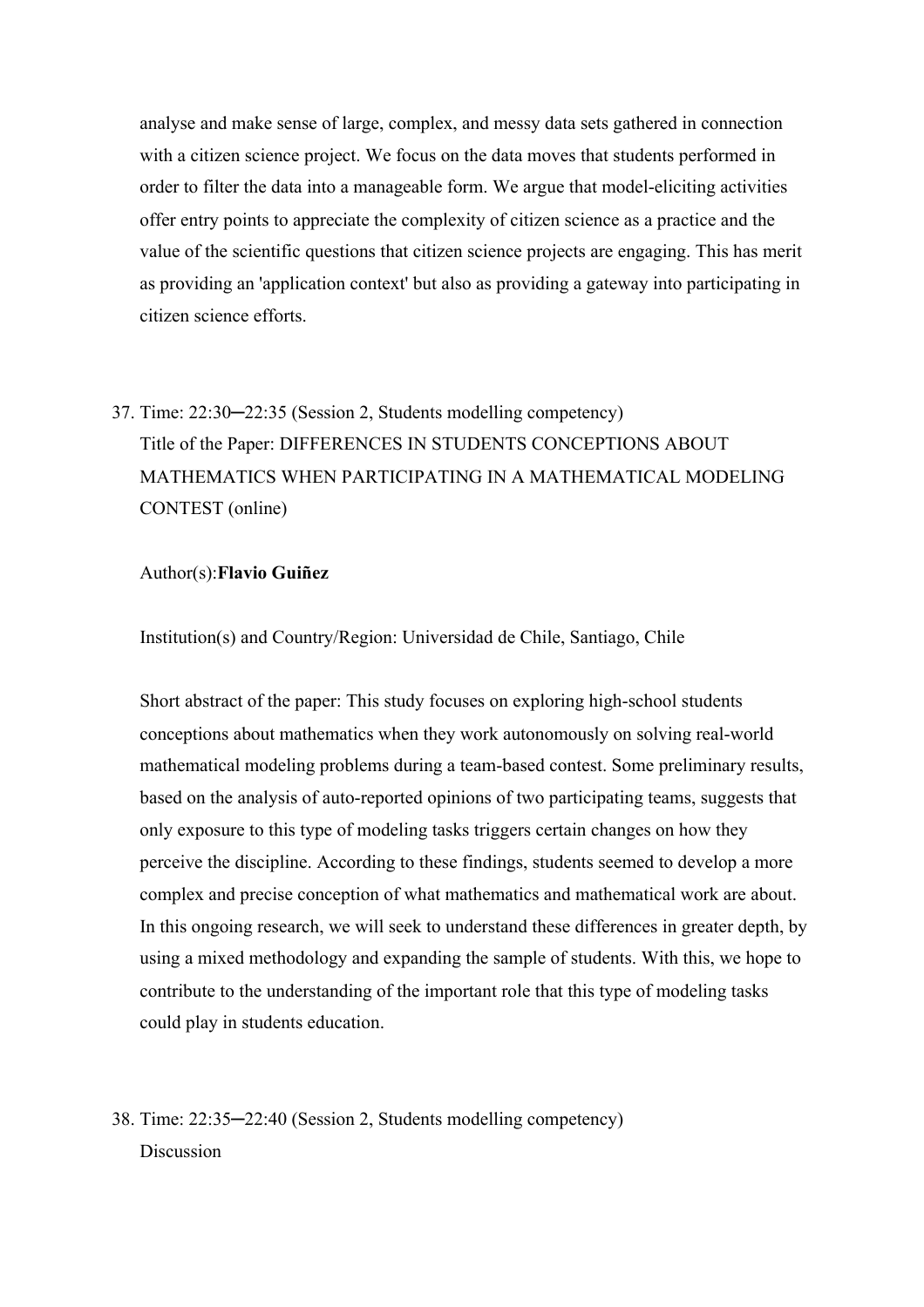analyse and make sense of large, complex, and messy data sets gathered in connection with a citizen science project. We focus on the data moves that students performed in order to filter the data into a manageable form. We argue that model-eliciting activities offer entry points to appreciate the complexity of citizen science as a practice and the value of the scientific questions that citizen science projects are engaging. This has merit as providing an 'application context' but also as providing a gateway into participating in citizen science efforts.

37. Time: 22:30─22:35 (Session 2, Students modelling competency)
    Title of the Paper: DIFFERENCES IN STUDENTS CONCEPTIONS ABOUT MATHEMATICS WHEN PARTICIPATING IN A MATHEMATICAL MODELING CONTEST (online)

    Author(s):**Flavio Guiñez**

    Institution(s) and Country/Region: Universidad de Chile, Santiago, Chile

    Short abstract of the paper: This study focuses on exploring high-school students conceptions about mathematics when they work autonomously on solving real-world mathematical modeling problems during a team-based contest. Some preliminary results, based on the analysis of auto-reported opinions of two participating teams, suggests that only exposure to this type of modeling tasks triggers certain changes on how they perceive the discipline. According to these findings, students seemed to develop a more complex and precise conception of what mathematics and mathematical work are about. In this ongoing research, we will seek to understand these differences in greater depth, by using a mixed methodology and expanding the sample of students. With this, we hope to contribute to the understanding of the important role that this type of modeling tasks could play in students education.

38. Time: 22:35─22:40 (Session 2, Students modelling competency)
    Discussion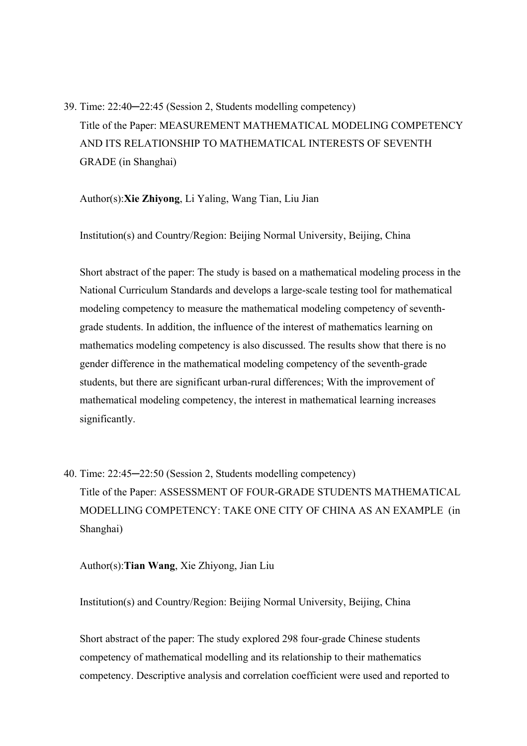39. Time: 22:40─22:45 (Session 2, Students modelling competency)

    Title of the Paper: MEASUREMENT MATHEMATICAL MODELING COMPETENCY AND ITS RELATIONSHIP TO MATHEMATICAL INTERESTS OF SEVENTH GRADE (in Shanghai)

    Author(s):**Xie Zhiyong**, Li Yaling, Wang Tian, Liu Jian

    Institution(s) and Country/Region: Beijing Normal University, Beijing, China

    Short abstract of the paper: The study is based on a mathematical modeling process in the National Curriculum Standards and develops a large-scale testing tool for mathematical modeling competency to measure the mathematical modeling competency of seventh-grade students. In addition, the influence of the interest of mathematics learning on mathematics modeling competency is also discussed. The results show that there is no gender difference in the mathematical modeling competency of the seventh-grade students, but there are significant urban-rural differences; With the improvement of mathematical modeling competency, the interest in mathematical learning increases significantly.

40. Time: 22:45─22:50 (Session 2, Students modelling competency)

    Title of the Paper: ASSESSMENT OF FOUR-GRADE STUDENTS MATHEMATICAL MODELLING COMPETENCY: TAKE ONE CITY OF CHINA AS AN EXAMPLE (in Shanghai)

    Author(s):**Tian Wang**, Xie Zhiyong, Jian Liu

    Institution(s) and Country/Region: Beijing Normal University, Beijing, China

    Short abstract of the paper: The study explored 298 four-grade Chinese students competency of mathematical modelling and its relationship to their mathematics competency. Descriptive analysis and correlation coefficient were used and reported to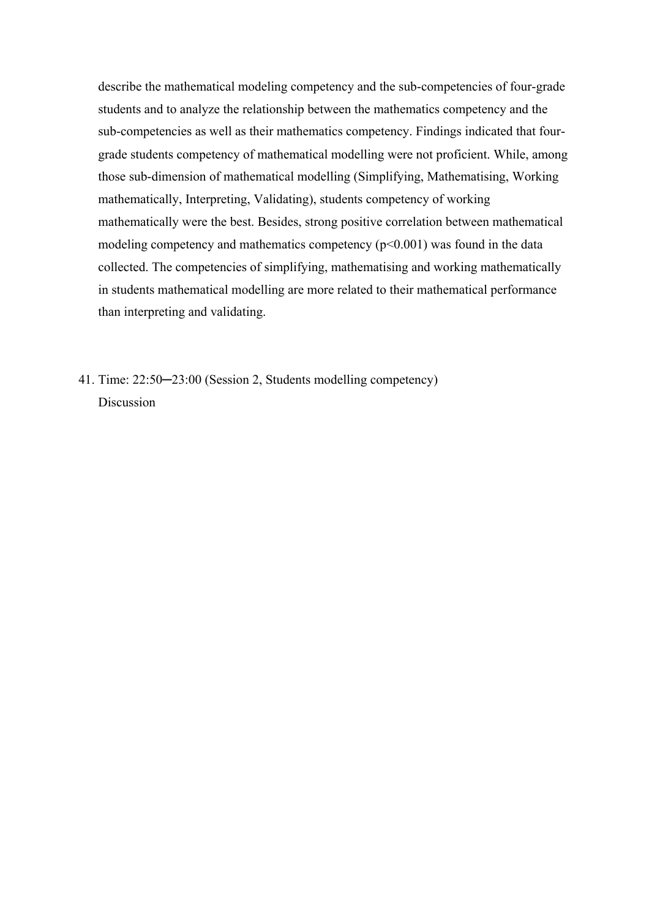describe the mathematical modeling competency and the sub-competencies of four-grade students and to analyze the relationship between the mathematics competency and the sub-competencies as well as their mathematics competency. Findings indicated that four-grade students competency of mathematical modelling were not proficient. While, among those sub-dimension of mathematical modelling (Simplifying, Mathematising, Working mathematically, Interpreting, Validating), students competency of working mathematically were the best. Besides, strong positive correlation between mathematical modeling competency and mathematics competency ($p<0.001$) was found in the data collected. The competencies of simplifying, mathematising and working mathematically in students mathematical modelling are more related to their mathematical performance than interpreting and validating.

41. Time: 22:50─23:00 (Session 2, Students modelling competency)
    Discussion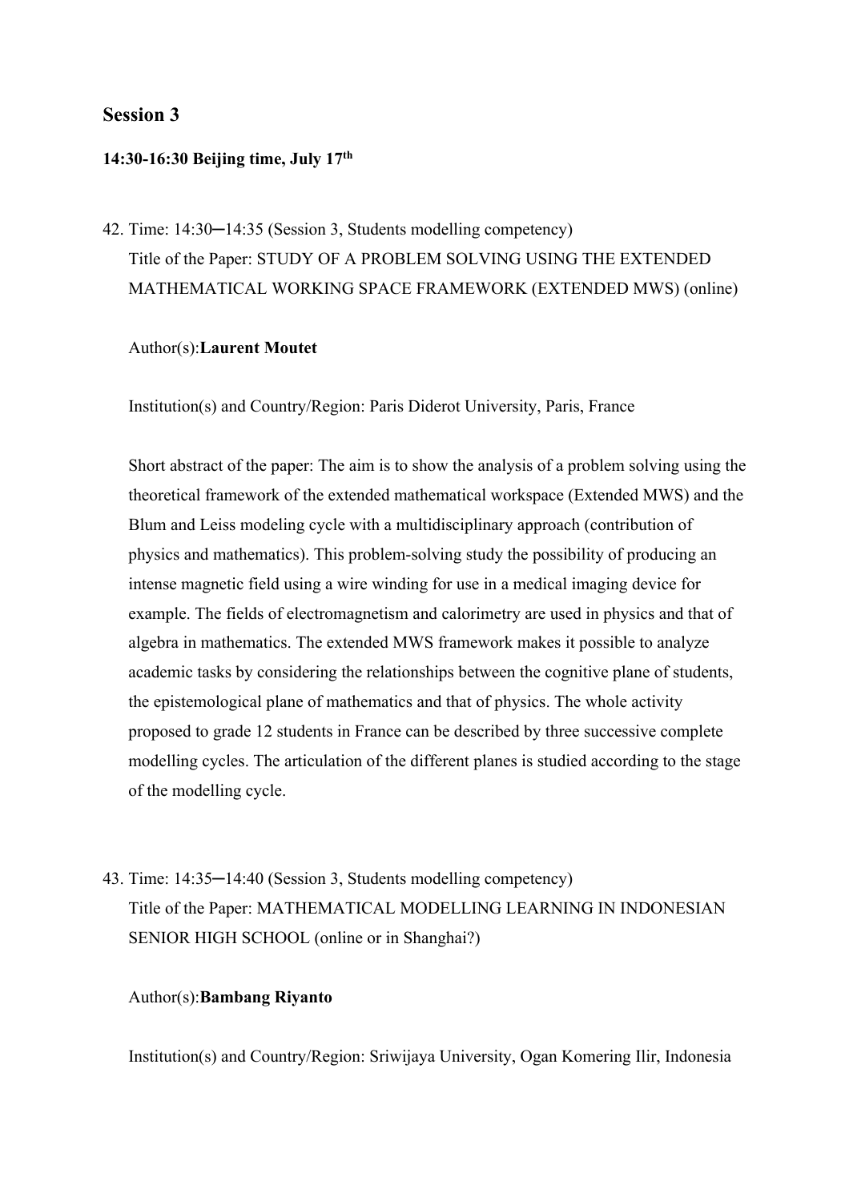## Session 3

**14:30-16:30 Beijing time, July 17th**

42. Time: 14:30─14:35 (Session 3, Students modelling competency)
    Title of the Paper: STUDY OF A PROBLEM SOLVING USING THE EXTENDED MATHEMATICAL WORKING SPACE FRAMEWORK (EXTENDED MWS) (online)

    Author(s):**Laurent Moutet**

    Institution(s) and Country/Region: Paris Diderot University, Paris, France

    Short abstract of the paper: The aim is to show the analysis of a problem solving using the theoretical framework of the extended mathematical workspace (Extended MWS) and the Blum and Leiss modeling cycle with a multidisciplinary approach (contribution of physics and mathematics). This problem-solving study the possibility of producing an intense magnetic field using a wire winding for use in a medical imaging device for example. The fields of electromagnetism and calorimetry are used in physics and that of algebra in mathematics. The extended MWS framework makes it possible to analyze academic tasks by considering the relationships between the cognitive plane of students, the epistemological plane of mathematics and that of physics. The whole activity proposed to grade 12 students in France can be described by three successive complete modelling cycles. The articulation of the different planes is studied according to the stage of the modelling cycle.

43. Time: 14:35─14:40 (Session 3, Students modelling competency)
    Title of the Paper: MATHEMATICAL MODELLING LEARNING IN INDONESIAN SENIOR HIGH SCHOOL (online or in Shanghai?)

    Author(s):**Bambang Riyanto**

    Institution(s) and Country/Region: Sriwijaya University, Ogan Komering Ilir, Indonesia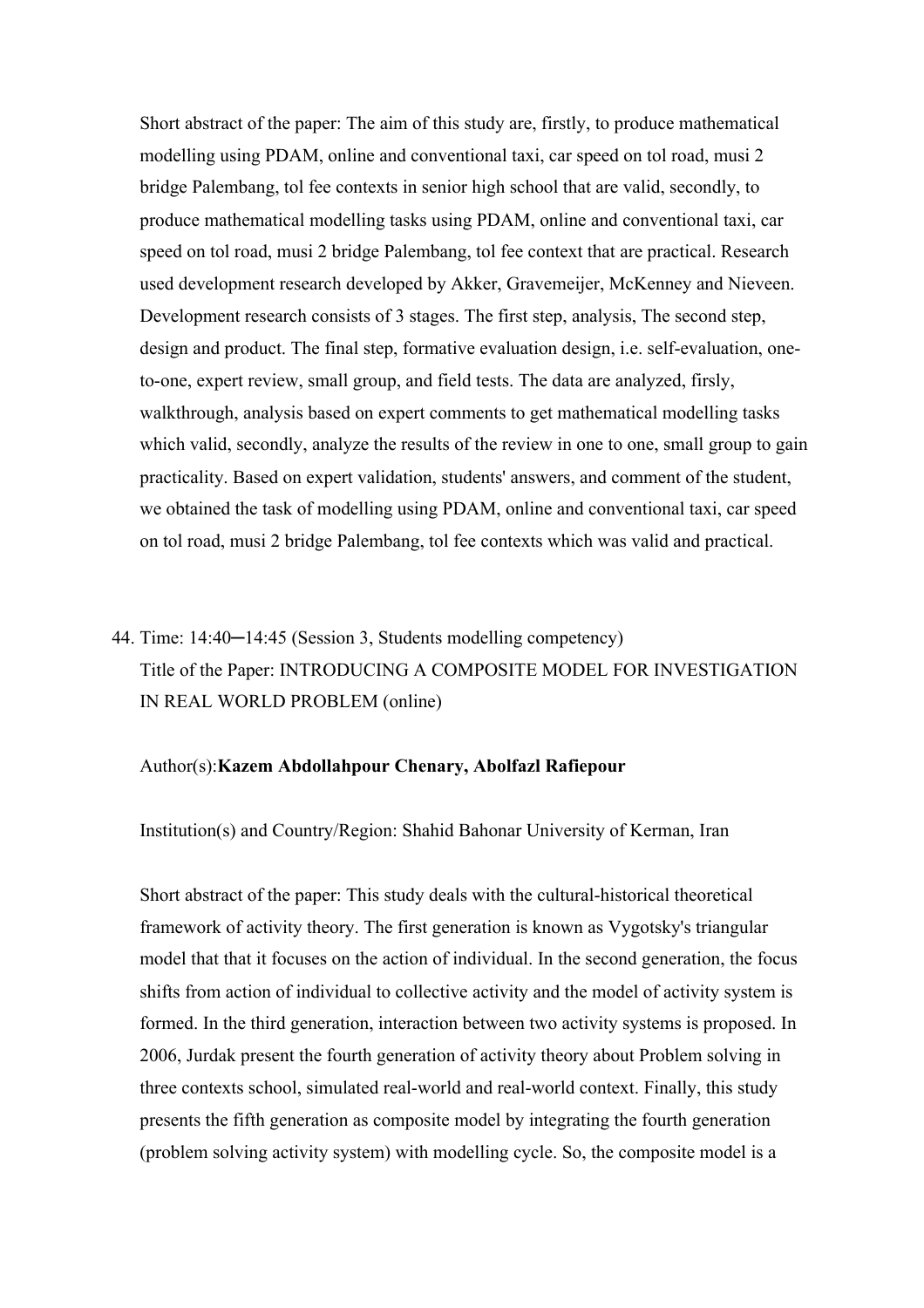Short abstract of the paper: The aim of this study are, firstly, to produce mathematical modelling using PDAM, online and conventional taxi, car speed on tol road, musi 2 bridge Palembang, tol fee contexts in senior high school that are valid, secondly, to produce mathematical modelling tasks using PDAM, online and conventional taxi, car speed on tol road, musi 2 bridge Palembang, tol fee context that are practical. Research used development research developed by Akker, Gravemeijer, McKenney and Nieveen. Development research consists of 3 stages. The first step, analysis, The second step, design and product. The final step, formative evaluation design, i.e. self-evaluation, one-to-one, expert review, small group, and field tests. The data are analyzed, firsly, walkthrough, analysis based on expert comments to get mathematical modelling tasks which valid, secondly, analyze the results of the review in one to one, small group to gain practicality. Based on expert validation, students' answers, and comment of the student, we obtained the task of modelling using PDAM, online and conventional taxi, car speed on tol road, musi 2 bridge Palembang, tol fee contexts which was valid and practical.

44. Time: 14:40─14:45 (Session 3, Students modelling competency)
    Title of the Paper: INTRODUCING A COMPOSITE MODEL FOR INVESTIGATION IN REAL WORLD PROBLEM (online)

    Author(s):**Kazem Abdollahpour Chenary, Abolfazl Rafiepour**

    Institution(s) and Country/Region: Shahid Bahonar University of Kerman, Iran

    Short abstract of the paper: This study deals with the cultural-historical theoretical framework of activity theory. The first generation is known as Vygotsky's triangular model that that it focuses on the action of individual. In the second generation, the focus shifts from action of individual to collective activity and the model of activity system is formed. In the third generation, interaction between two activity systems is proposed. In 2006, Jurdak present the fourth generation of activity theory about Problem solving in three contexts school, simulated real-world and real-world context. Finally, this study presents the fifth generation as composite model by integrating the fourth generation (problem solving activity system) with modelling cycle. So, the composite model is a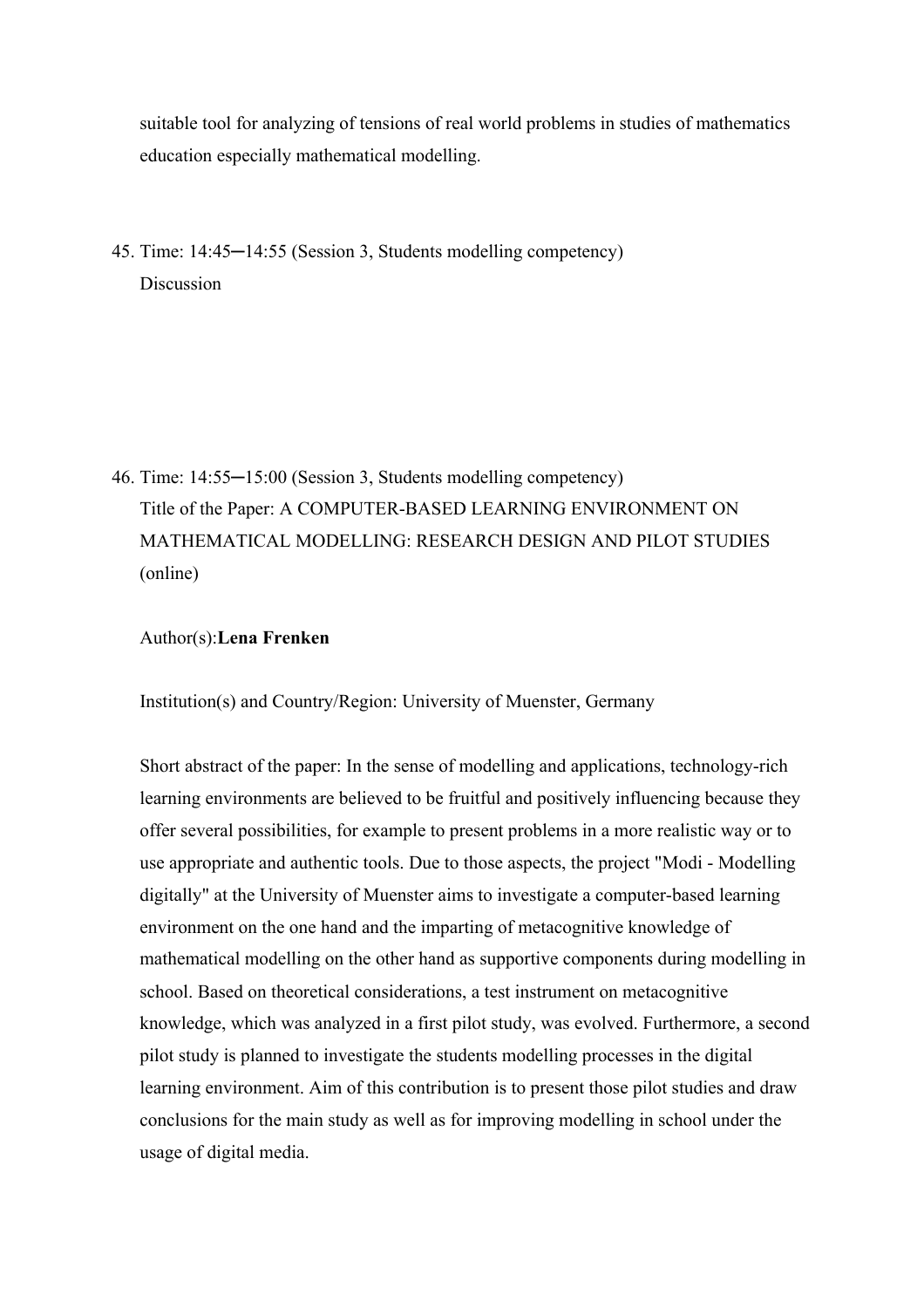suitable tool for analyzing of tensions of real world problems in studies of mathematics education especially mathematical modelling.

45. Time: 14:45─14:55 (Session 3, Students modelling competency)
    Discussion

46. Time: 14:55─15:00 (Session 3, Students modelling competency)
    Title of the Paper: A COMPUTER-BASED LEARNING ENVIRONMENT ON MATHEMATICAL MODELLING: RESEARCH DESIGN AND PILOT STUDIES (online)

    Author(s):**Lena Frenken**

    Institution(s) and Country/Region: University of Muenster, Germany

    Short abstract of the paper: In the sense of modelling and applications, technology-rich learning environments are believed to be fruitful and positively influencing because they offer several possibilities, for example to present problems in a more realistic way or to use appropriate and authentic tools. Due to those aspects, the project "Modi - Modelling digitally" at the University of Muenster aims to investigate a computer-based learning environment on the one hand and the imparting of metacognitive knowledge of mathematical modelling on the other hand as supportive components during modelling in school. Based on theoretical considerations, a test instrument on metacognitive knowledge, which was analyzed in a first pilot study, was evolved. Furthermore, a second pilot study is planned to investigate the students modelling processes in the digital learning environment. Aim of this contribution is to present those pilot studies and draw conclusions for the main study as well as for improving modelling in school under the usage of digital media.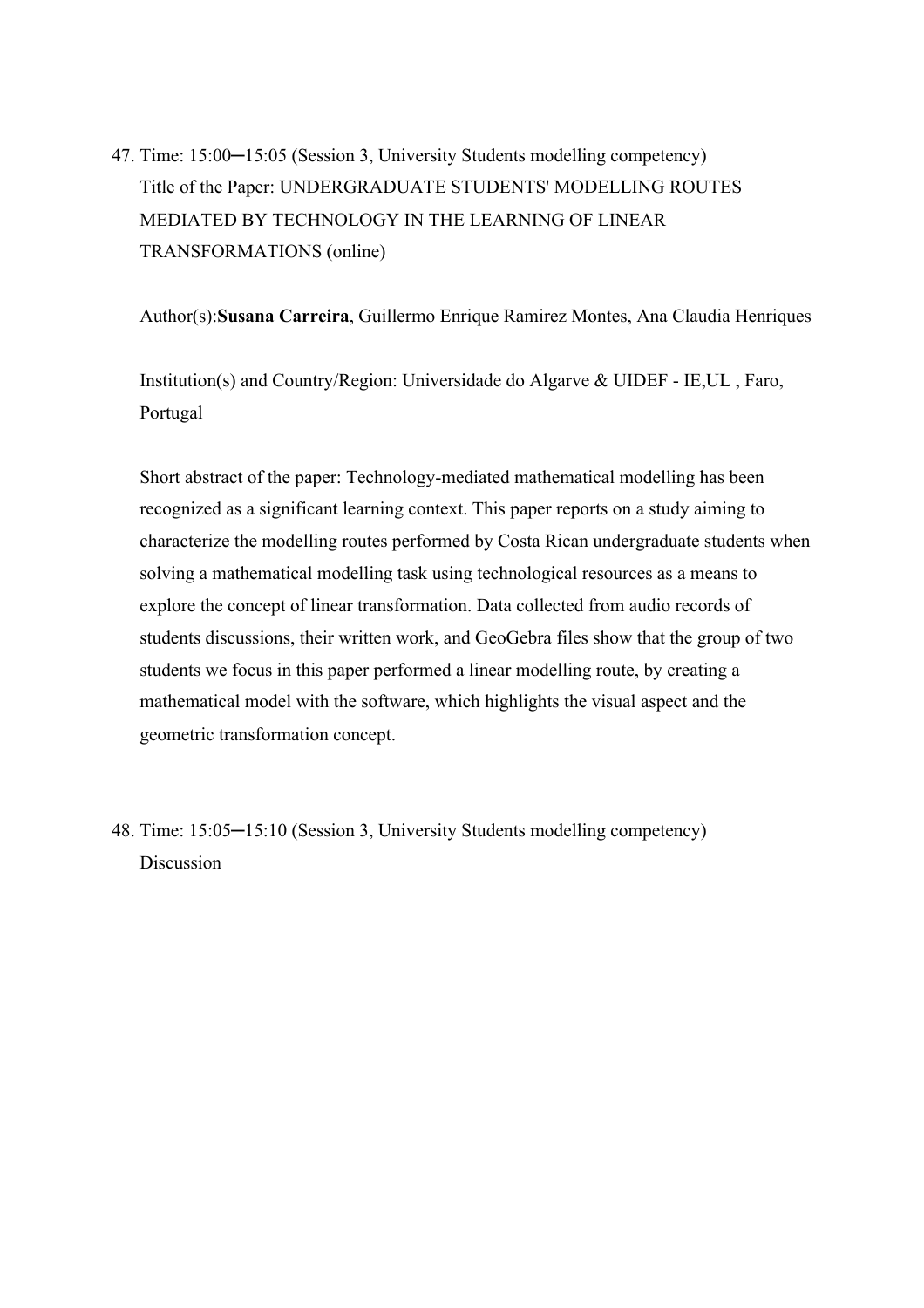47. Time: 15:00─15:05 (Session 3, University Students modelling competency)

    Title of the Paper: UNDERGRADUATE STUDENTS' MODELLING ROUTES MEDIATED BY TECHNOLOGY IN THE LEARNING OF LINEAR TRANSFORMATIONS (online)

    Author(s):**Susana Carreira**, Guillermo Enrique Ramirez Montes, Ana Claudia Henriques

    Institution(s) and Country/Region: Universidade do Algarve & UIDEF - IE,UL , Faro, Portugal

    Short abstract of the paper: Technology-mediated mathematical modelling has been recognized as a significant learning context. This paper reports on a study aiming to characterize the modelling routes performed by Costa Rican undergraduate students when solving a mathematical modelling task using technological resources as a means to explore the concept of linear transformation. Data collected from audio records of students discussions, their written work, and GeoGebra files show that the group of two students we focus in this paper performed a linear modelling route, by creating a mathematical model with the software, which highlights the visual aspect and the geometric transformation concept.

48. Time: 15:05─15:10 (Session 3, University Students modelling competency)

    Discussion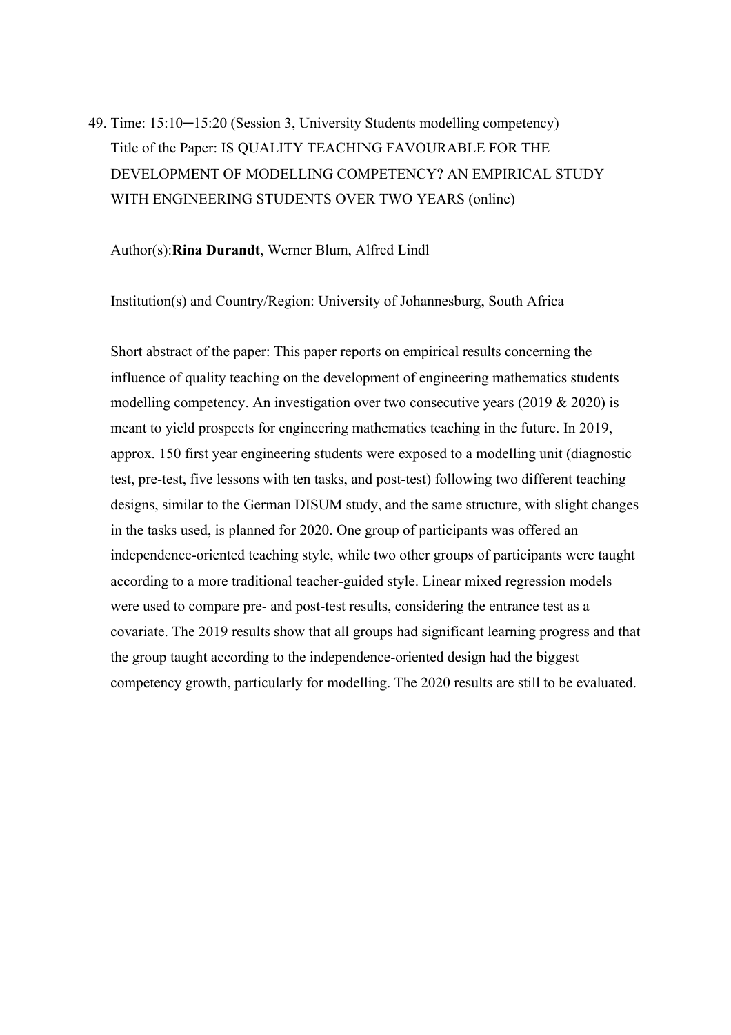49. Time: 15:10─15:20 (Session 3, University Students modelling competency)

    Title of the Paper: IS QUALITY TEACHING FAVOURABLE FOR THE DEVELOPMENT OF MODELLING COMPETENCY? AN EMPIRICAL STUDY WITH ENGINEERING STUDENTS OVER TWO YEARS (online)

    Author(s):**Rina Durandt**, Werner Blum, Alfred Lindl

    Institution(s) and Country/Region: University of Johannesburg, South Africa

    Short abstract of the paper: This paper reports on empirical results concerning the influence of quality teaching on the development of engineering mathematics students modelling competency. An investigation over two consecutive years (2019 & 2020) is meant to yield prospects for engineering mathematics teaching in the future. In 2019, approx. 150 first year engineering students were exposed to a modelling unit (diagnostic test, pre-test, five lessons with ten tasks, and post-test) following two different teaching designs, similar to the German DISUM study, and the same structure, with slight changes in the tasks used, is planned for 2020. One group of participants was offered an independence-oriented teaching style, while two other groups of participants were taught according to a more traditional teacher-guided style. Linear mixed regression models were used to compare pre- and post-test results, considering the entrance test as a covariate. The 2019 results show that all groups had significant learning progress and that the group taught according to the independence-oriented design had the biggest competency growth, particularly for modelling. The 2020 results are still to be evaluated.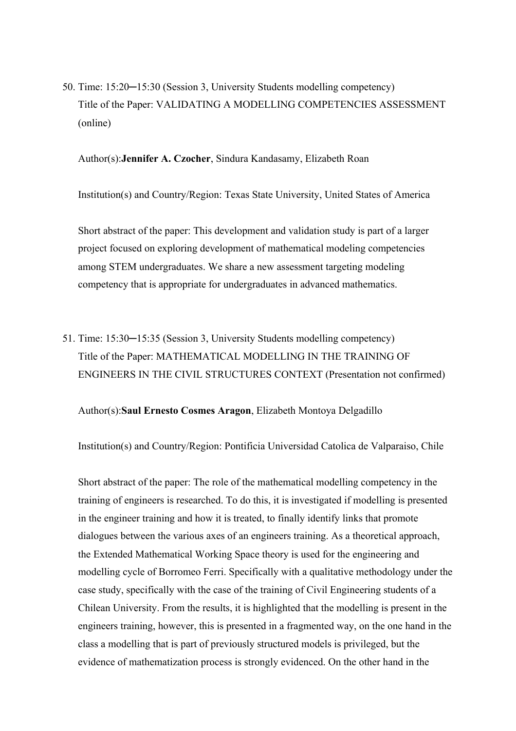50. Time: 15:20─15:30 (Session 3, University Students modelling competency)
    Title of the Paper: VALIDATING A MODELLING COMPETENCIES ASSESSMENT (online)

    Author(s):**Jennifer A. Czocher**, Sindura Kandasamy, Elizabeth Roan

    Institution(s) and Country/Region: Texas State University, United States of America

    Short abstract of the paper: This development and validation study is part of a larger project focused on exploring development of mathematical modeling competencies among STEM undergraduates. We share a new assessment targeting modeling competency that is appropriate for undergraduates in advanced mathematics.

51. Time: 15:30─15:35 (Session 3, University Students modelling competency)
    Title of the Paper: MATHEMATICAL MODELLING IN THE TRAINING OF ENGINEERS IN THE CIVIL STRUCTURES CONTEXT (Presentation not confirmed)

    Author(s):**Saul Ernesto Cosmes Aragon**, Elizabeth Montoya Delgadillo

    Institution(s) and Country/Region: Pontificia Universidad Catolica de Valparaiso, Chile

    Short abstract of the paper: The role of the mathematical modelling competency in the training of engineers is researched. To do this, it is investigated if modelling is presented in the engineer training and how it is treated, to finally identify links that promote dialogues between the various axes of an engineers training. As a theoretical approach, the Extended Mathematical Working Space theory is used for the engineering and modelling cycle of Borromeo Ferri. Specifically with a qualitative methodology under the case study, specifically with the case of the training of Civil Engineering students of a Chilean University. From the results, it is highlighted that the modelling is present in the engineers training, however, this is presented in a fragmented way, on the one hand in the class a modelling that is part of previously structured models is privileged, but the evidence of mathematization process is strongly evidenced. On the other hand in the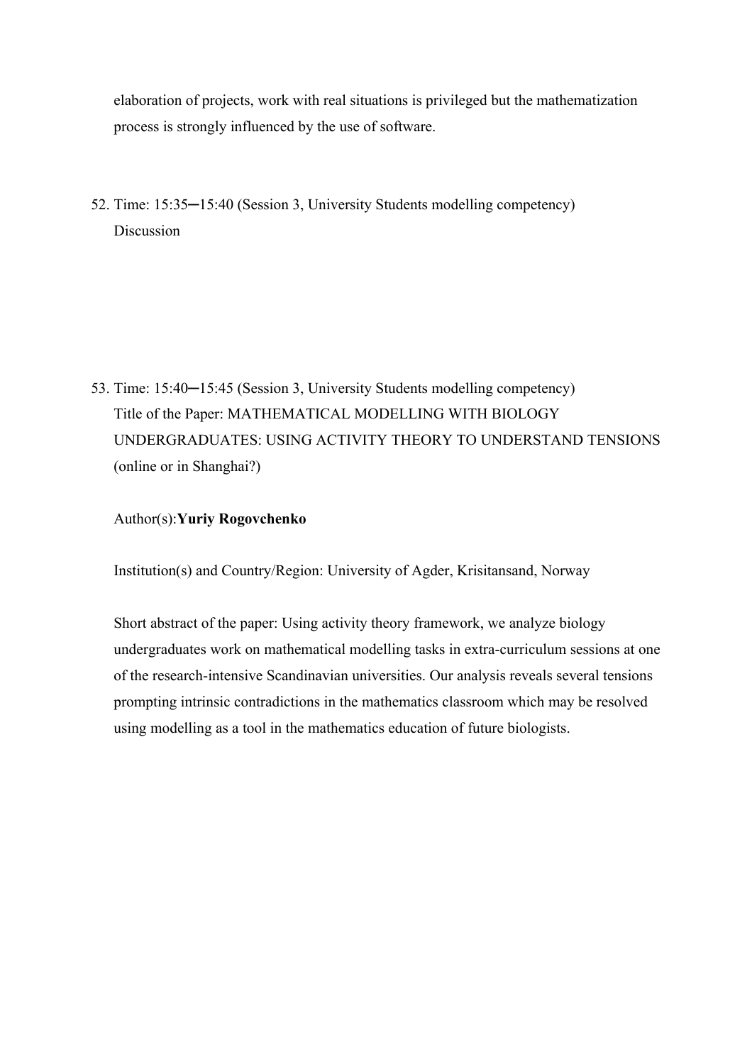elaboration of projects, work with real situations is privileged but the mathematization process is strongly influenced by the use of software.

52. Time: 15:35─15:40 (Session 3, University Students modelling competency)
    Discussion

53. Time: 15:40─15:45 (Session 3, University Students modelling competency)
    Title of the Paper: MATHEMATICAL MODELLING WITH BIOLOGY UNDERGRADUATES: USING ACTIVITY THEORY TO UNDERSTAND TENSIONS (online or in Shanghai?)

    Author(s):**Yuriy Rogovchenko**

    Institution(s) and Country/Region: University of Agder, Krisitansand, Norway

    Short abstract of the paper: Using activity theory framework, we analyze biology undergraduates work on mathematical modelling tasks in extra-curriculum sessions at one of the research-intensive Scandinavian universities. Our analysis reveals several tensions prompting intrinsic contradictions in the mathematics classroom which may be resolved using modelling as a tool in the mathematics education of future biologists.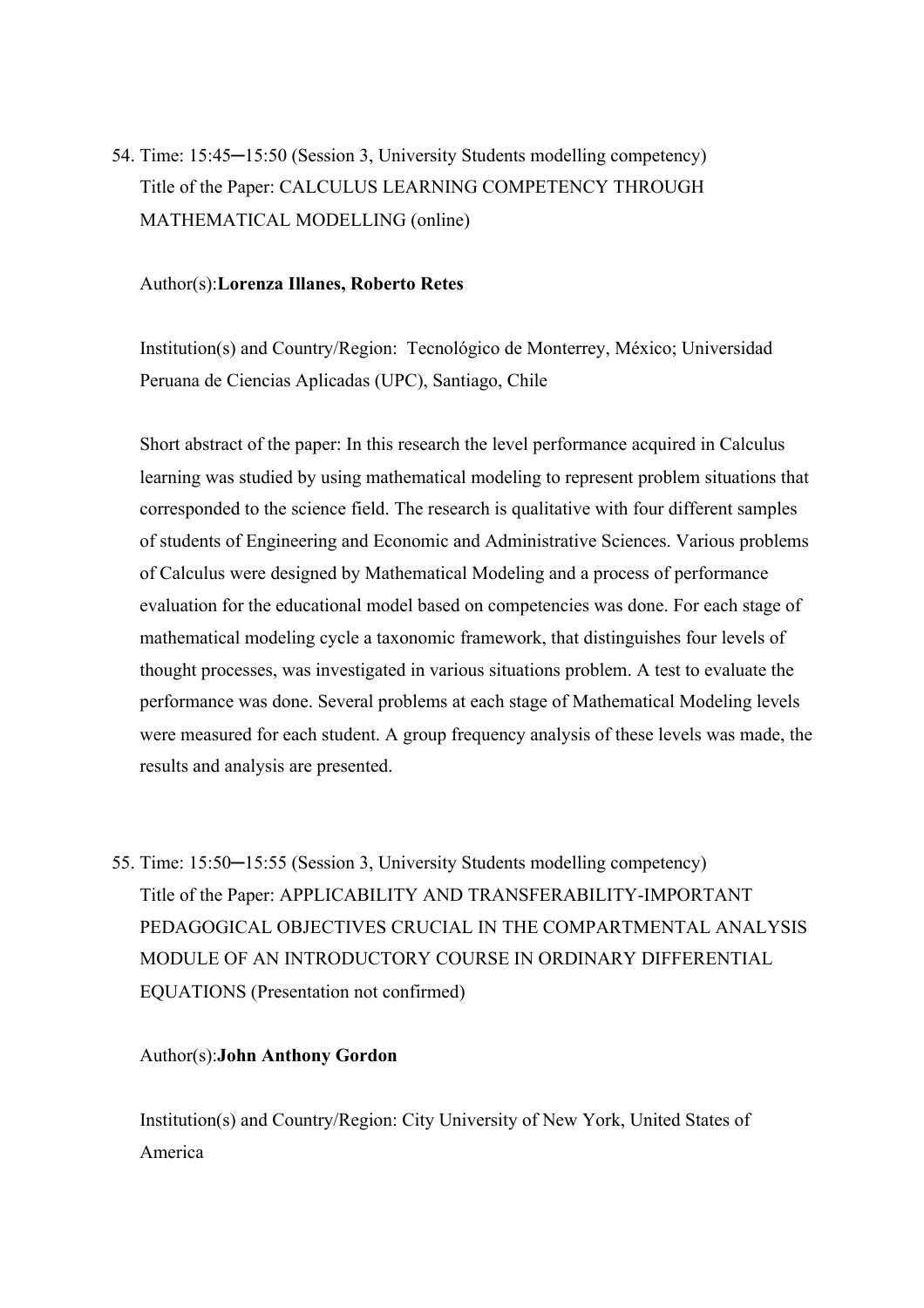54. Time: 15:45─15:50 (Session 3, University Students modelling competency)
    Title of the Paper: CALCULUS LEARNING COMPETENCY THROUGH MATHEMATICAL MODELLING (online)

    Author(s):**Lorenza Illanes, Roberto Retes**

    Institution(s) and Country/Region: Tecnológico de Monterrey, México; Universidad Peruana de Ciencias Aplicadas (UPC), Santiago, Chile

    Short abstract of the paper: In this research the level performance acquired in Calculus learning was studied by using mathematical modeling to represent problem situations that corresponded to the science field. The research is qualitative with four different samples of students of Engineering and Economic and Administrative Sciences. Various problems of Calculus were designed by Mathematical Modeling and a process of performance evaluation for the educational model based on competencies was done. For each stage of mathematical modeling cycle a taxonomic framework, that distinguishes four levels of thought processes, was investigated in various situations problem. A test to evaluate the performance was done. Several problems at each stage of Mathematical Modeling levels were measured for each student. A group frequency analysis of these levels was made, the results and analysis are presented.

55. Time: 15:50─15:55 (Session 3, University Students modelling competency)
    Title of the Paper: APPLICABILITY AND TRANSFERABILITY-IMPORTANT PEDAGOGICAL OBJECTIVES CRUCIAL IN THE COMPARTMENTAL ANALYSIS MODULE OF AN INTRODUCTORY COURSE IN ORDINARY DIFFERENTIAL EQUATIONS (Presentation not confirmed)

    Author(s):**John Anthony Gordon**

    Institution(s) and Country/Region: City University of New York, United States of America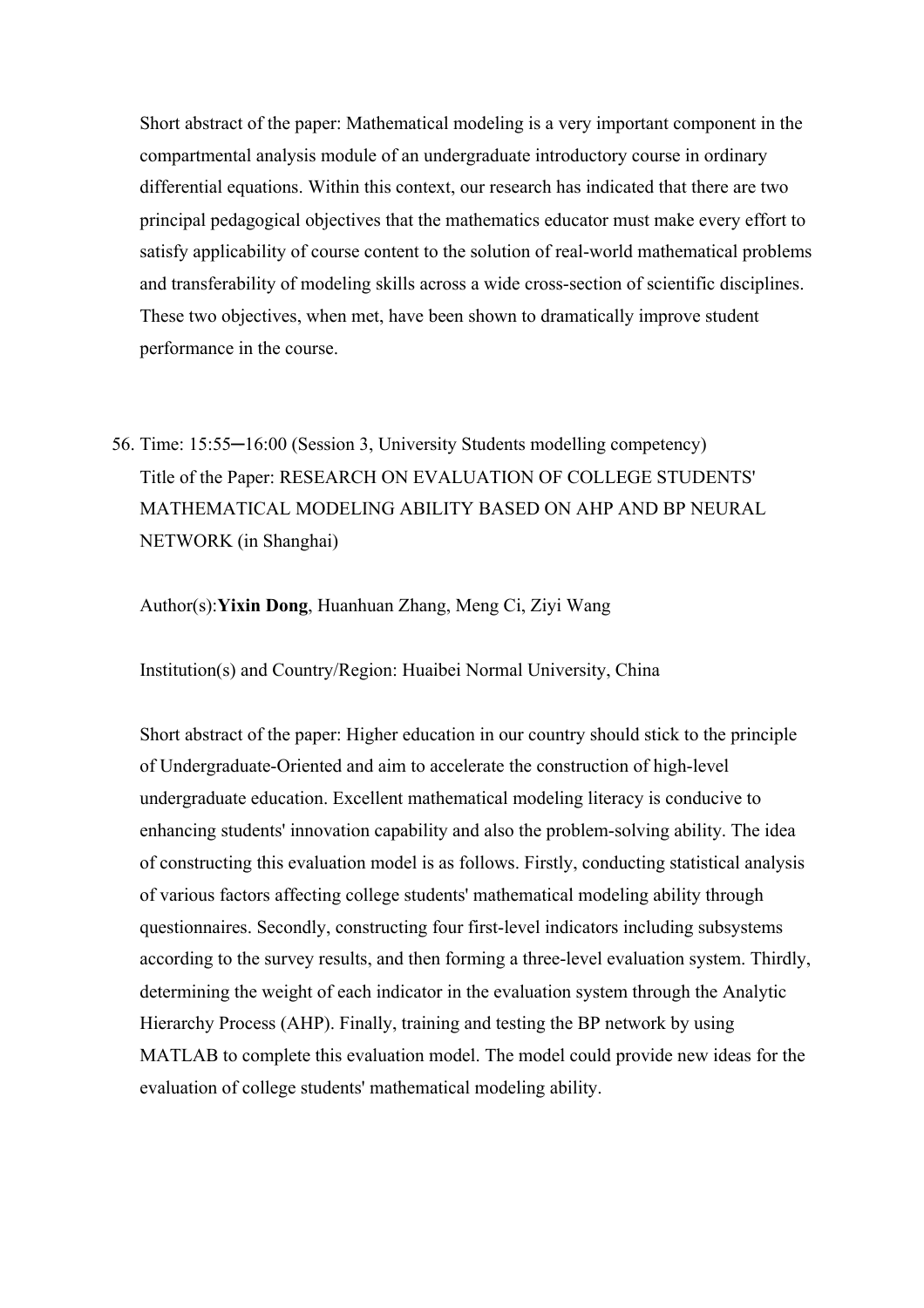Short abstract of the paper: Mathematical modeling is a very important component in the compartmental analysis module of an undergraduate introductory course in ordinary differential equations. Within this context, our research has indicated that there are two principal pedagogical objectives that the mathematics educator must make every effort to satisfy applicability of course content to the solution of real-world mathematical problems and transferability of modeling skills across a wide cross-section of scientific disciplines. These two objectives, when met, have been shown to dramatically improve student performance in the course.

56. Time: 15:55─16:00 (Session 3, University Students modelling competency)
    Title of the Paper: RESEARCH ON EVALUATION OF COLLEGE STUDENTS' MATHEMATICAL MODELING ABILITY BASED ON AHP AND BP NEURAL NETWORK (in Shanghai)

    Author(s):**Yixin Dong**, Huanhuan Zhang, Meng Ci, Ziyi Wang

    Institution(s) and Country/Region: Huaibei Normal University, China

    Short abstract of the paper: Higher education in our country should stick to the principle of Undergraduate-Oriented and aim to accelerate the construction of high-level undergraduate education. Excellent mathematical modeling literacy is conducive to enhancing students' innovation capability and also the problem-solving ability. The idea of constructing this evaluation model is as follows. Firstly, conducting statistical analysis of various factors affecting college students' mathematical modeling ability through questionnaires. Secondly, constructing four first-level indicators including subsystems according to the survey results, and then forming a three-level evaluation system. Thirdly, determining the weight of each indicator in the evaluation system through the Analytic Hierarchy Process (AHP). Finally, training and testing the BP network by using MATLAB to complete this evaluation model. The model could provide new ideas for the evaluation of college students' mathematical modeling ability.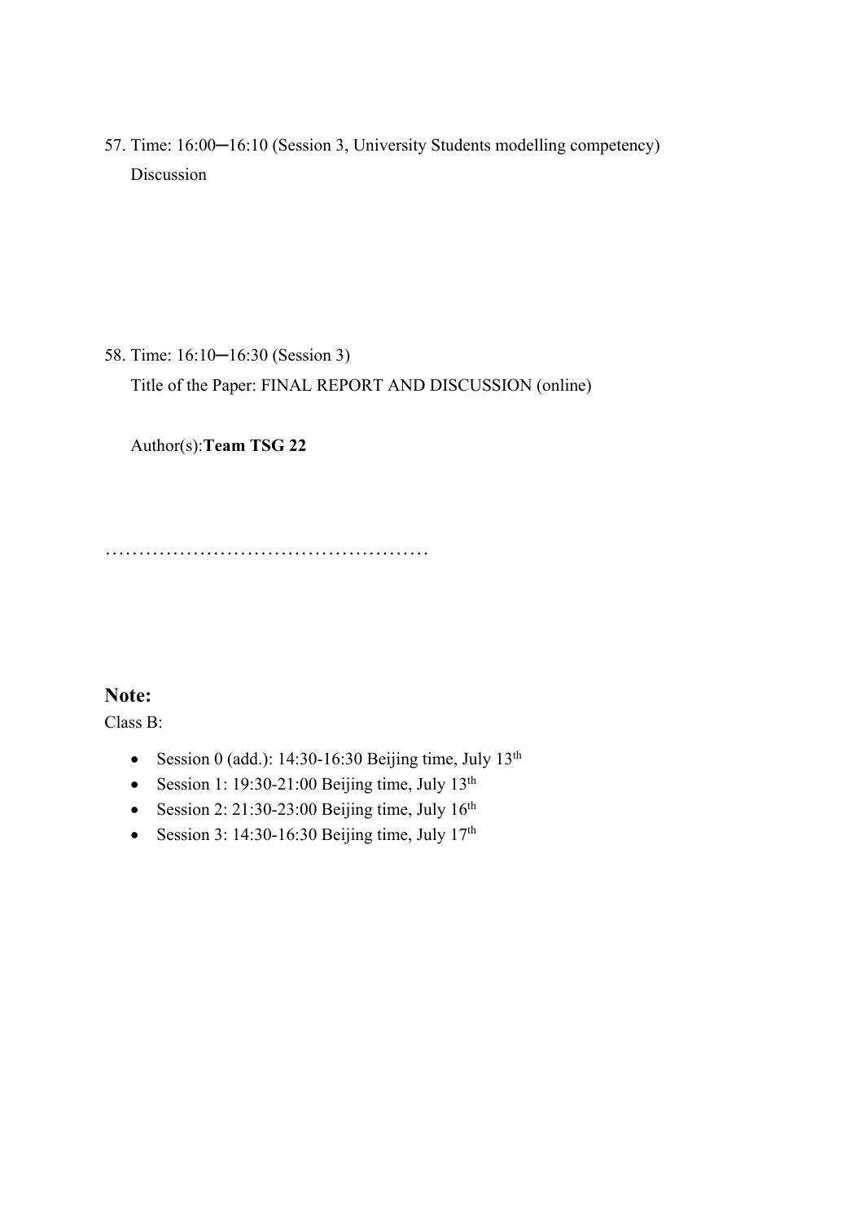57. Time: 16:00─16:10 (Session 3, University Students modelling competency)

    Discussion

58. Time: 16:10─16:30 (Session 3)

    Title of the Paper: FINAL REPORT AND DISCUSSION (online)

    Author(s):**Team TSG 22**

…………………………………………

**Note:**

Class B:

- Session 0 (add.): 14:30-16:30 Beijing time, July 13th
- Session 1: 19:30-21:00 Beijing time, July 13th
- Session 2: 21:30-23:00 Beijing time, July 16th
- Session 3: 14:30-16:30 Beijing time, July 17th